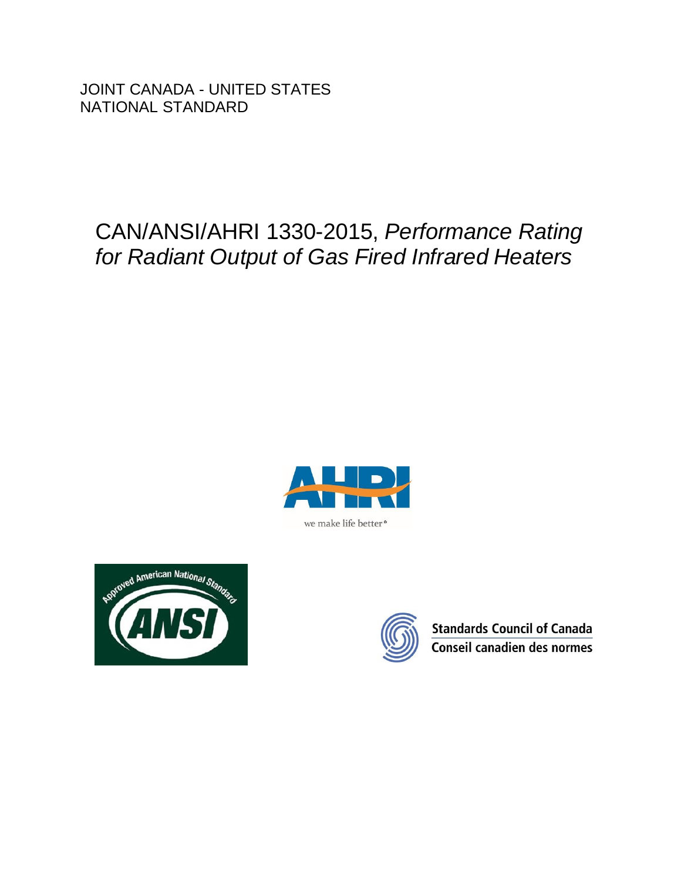JOINT CANADA - UNITED STATES
NATIONAL STANDARD

# CAN/ANSI/AHRI 1330-2015, *Performance Rating for Radiant Output of Gas Fired Infrared Heaters*

we make life better®

Approved American National Standard

Standards Council of Canada
Conseil canadien des normes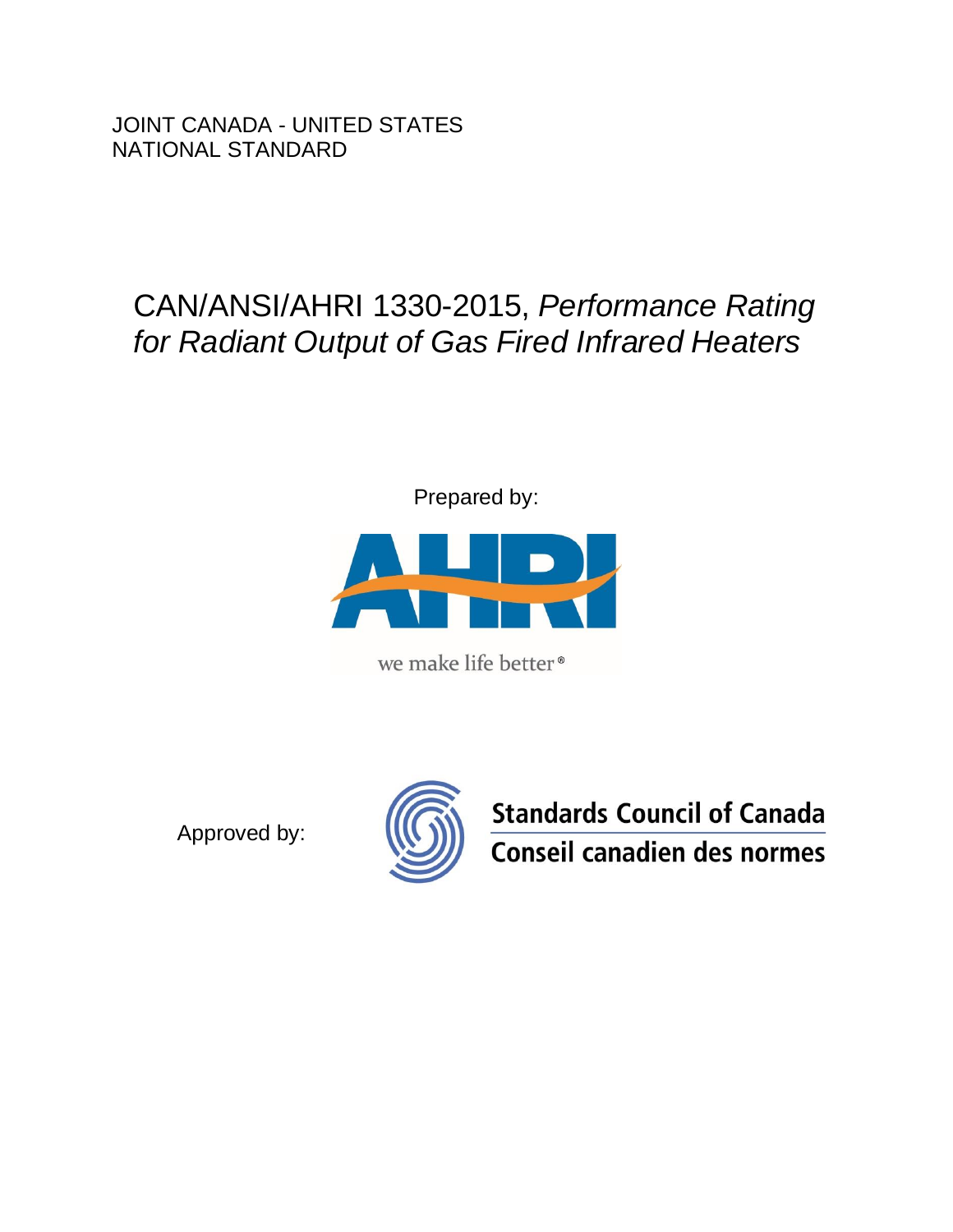JOINT CANADA - UNITED STATES
NATIONAL STANDARD

# CAN/ANSI/AHRI 1330-2015, *Performance Rating for Radiant Output of Gas Fired Infrared Heaters*

Prepared by:

AHRI

we make life better®

Approved by:

Standards Council of Canada
Conseil canadien des normes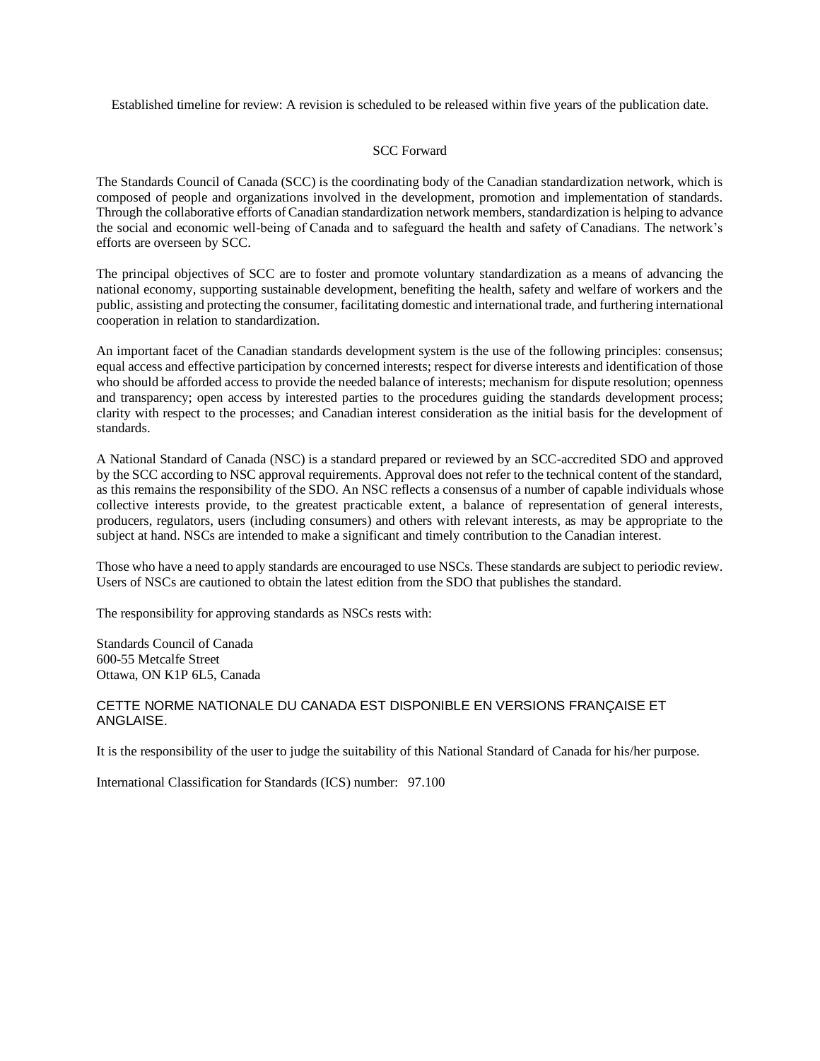Established timeline for review: A revision is scheduled to be released within five years of the publication date.

## SCC Forward

The Standards Council of Canada (SCC) is the coordinating body of the Canadian standardization network, which is composed of people and organizations involved in the development, promotion and implementation of standards. Through the collaborative efforts of Canadian standardization network members, standardization is helping to advance the social and economic well-being of Canada and to safeguard the health and safety of Canadians. The network's efforts are overseen by SCC.

The principal objectives of SCC are to foster and promote voluntary standardization as a means of advancing the national economy, supporting sustainable development, benefiting the health, safety and welfare of workers and the public, assisting and protecting the consumer, facilitating domestic and international trade, and furthering international cooperation in relation to standardization.

An important facet of the Canadian standards development system is the use of the following principles: consensus; equal access and effective participation by concerned interests; respect for diverse interests and identification of those who should be afforded access to provide the needed balance of interests; mechanism for dispute resolution; openness and transparency; open access by interested parties to the procedures guiding the standards development process; clarity with respect to the processes; and Canadian interest consideration as the initial basis for the development of standards.

A National Standard of Canada (NSC) is a standard prepared or reviewed by an SCC-accredited SDO and approved by the SCC according to NSC approval requirements. Approval does not refer to the technical content of the standard, as this remains the responsibility of the SDO. An NSC reflects a consensus of a number of capable individuals whose collective interests provide, to the greatest practicable extent, a balance of representation of general interests, producers, regulators, users (including consumers) and others with relevant interests, as may be appropriate to the subject at hand. NSCs are intended to make a significant and timely contribution to the Canadian interest.

Those who have a need to apply standards are encouraged to use NSCs. These standards are subject to periodic review. Users of NSCs are cautioned to obtain the latest edition from the SDO that publishes the standard.

The responsibility for approving standards as NSCs rests with:

Standards Council of Canada  
600-55 Metcalfe Street  
Ottawa, ON K1P 6L5, Canada

CETTE NORME NATIONALE DU CANADA EST DISPONIBLE EN VERSIONS FRANÇAISE ET ANGLAISE.

It is the responsibility of the user to judge the suitability of this National Standard of Canada for his/her purpose.

International Classification for Standards (ICS) number: 97.100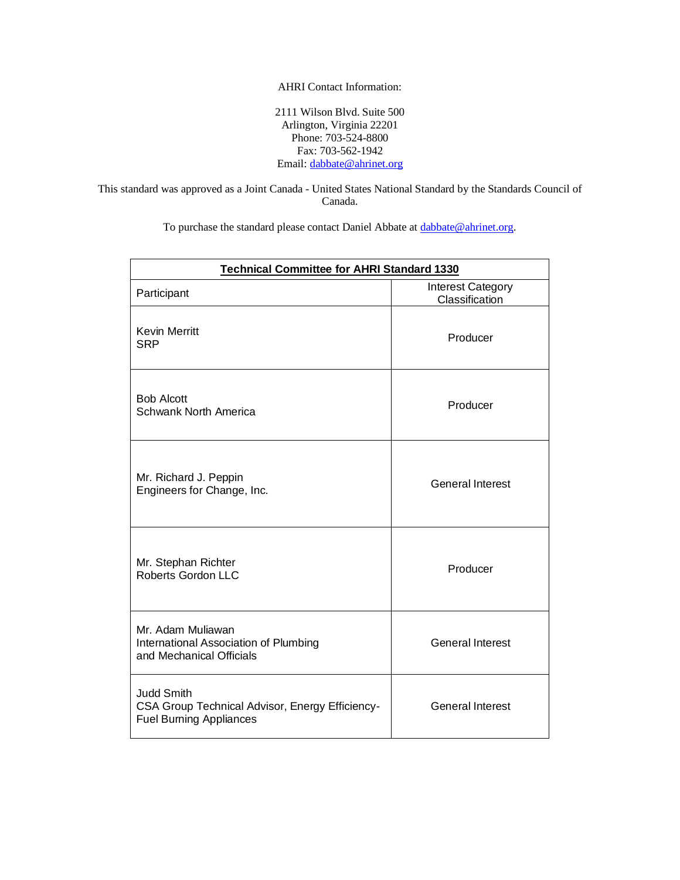AHRI Contact Information:

2111 Wilson Blvd. Suite 500
Arlington, Virginia 22201
Phone: 703-524-8800
Fax: 703-562-1942
Email: dabbate@ahrinet.org

This standard was approved as a Joint Canada - United States National Standard by the Standards Council of Canada.

To purchase the standard please contact Daniel Abbate at dabbate@ahrinet.org.

| **Technical Committee for AHRI Standard 1330** | |
|---|---|
| Participant | Interest Category Classification |
| Kevin Merritt<br>SRP | Producer |
| Bob Alcott<br>Schwank North America | Producer |
| Mr. Richard J. Peppin<br>Engineers for Change, Inc. | General Interest |
| Mr. Stephan Richter<br>Roberts Gordon LLC | Producer |
| Mr. Adam Muliawan<br>International Association of Plumbing and Mechanical Officials | General Interest |
| Judd Smith<br>CSA Group Technical Advisor, Energy Efficiency-Fuel Burning Appliances | General Interest |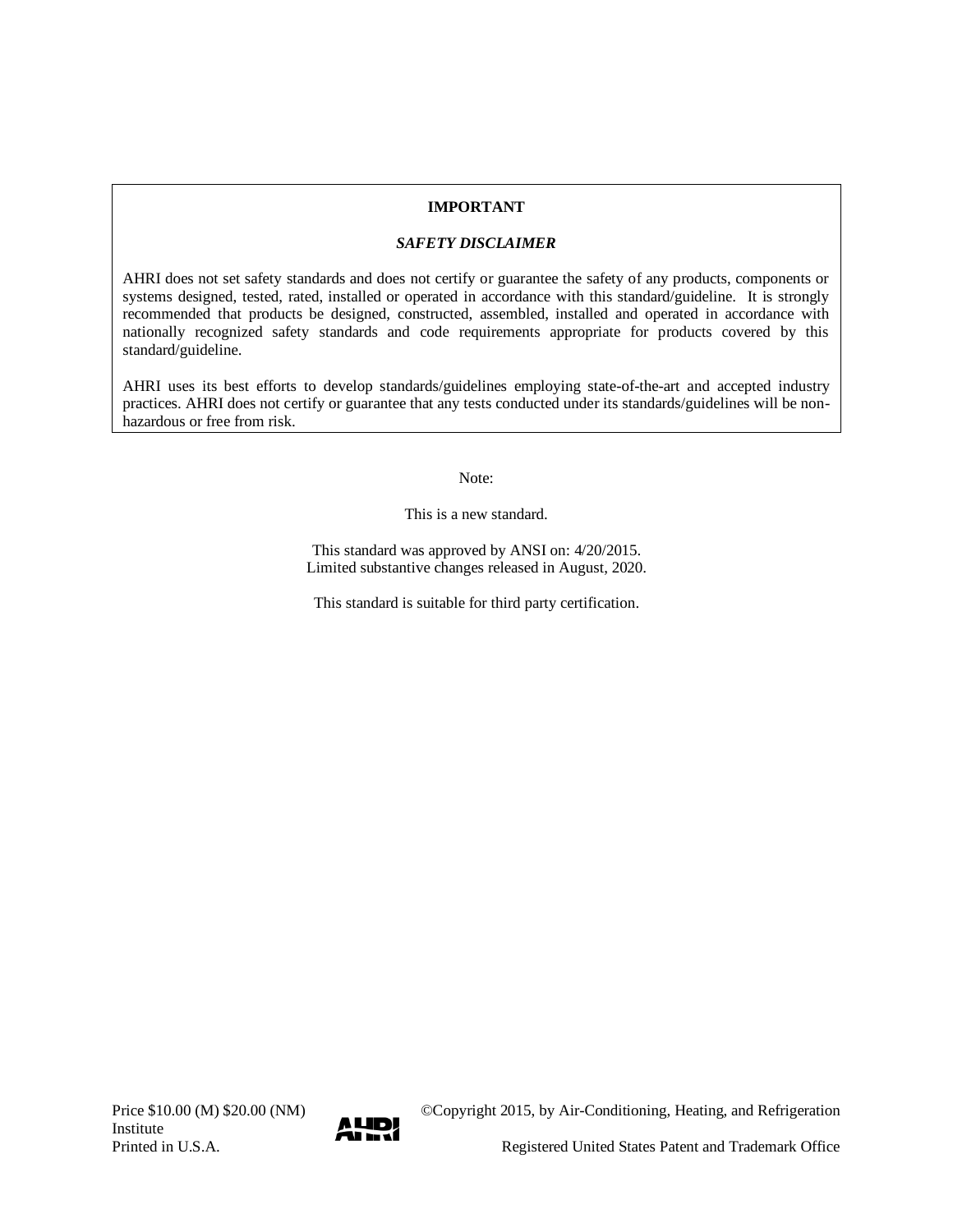**IMPORTANT**

***SAFETY DISCLAIMER***

AHRI does not set safety standards and does not certify or guarantee the safety of any products, components or systems designed, tested, rated, installed or operated in accordance with this standard/guideline. It is strongly recommended that products be designed, constructed, assembled, installed and operated in accordance with nationally recognized safety standards and code requirements appropriate for products covered by this standard/guideline.

AHRI uses its best efforts to develop standards/guidelines employing state-of-the-art and accepted industry practices. AHRI does not certify or guarantee that any tests conducted under its standards/guidelines will be non-hazardous or free from risk.

Note:

This is a new standard.

This standard was approved by ANSI on: 4/20/2015.
Limited substantive changes released in August, 2020.

This standard is suitable for third party certification.

Price $10.00 (M) $20.00 (NM)
Printed in U.S.A.

©Copyright 2015, by Air-Conditioning, Heating, and Refrigeration Institute
Registered United States Patent and Trademark Office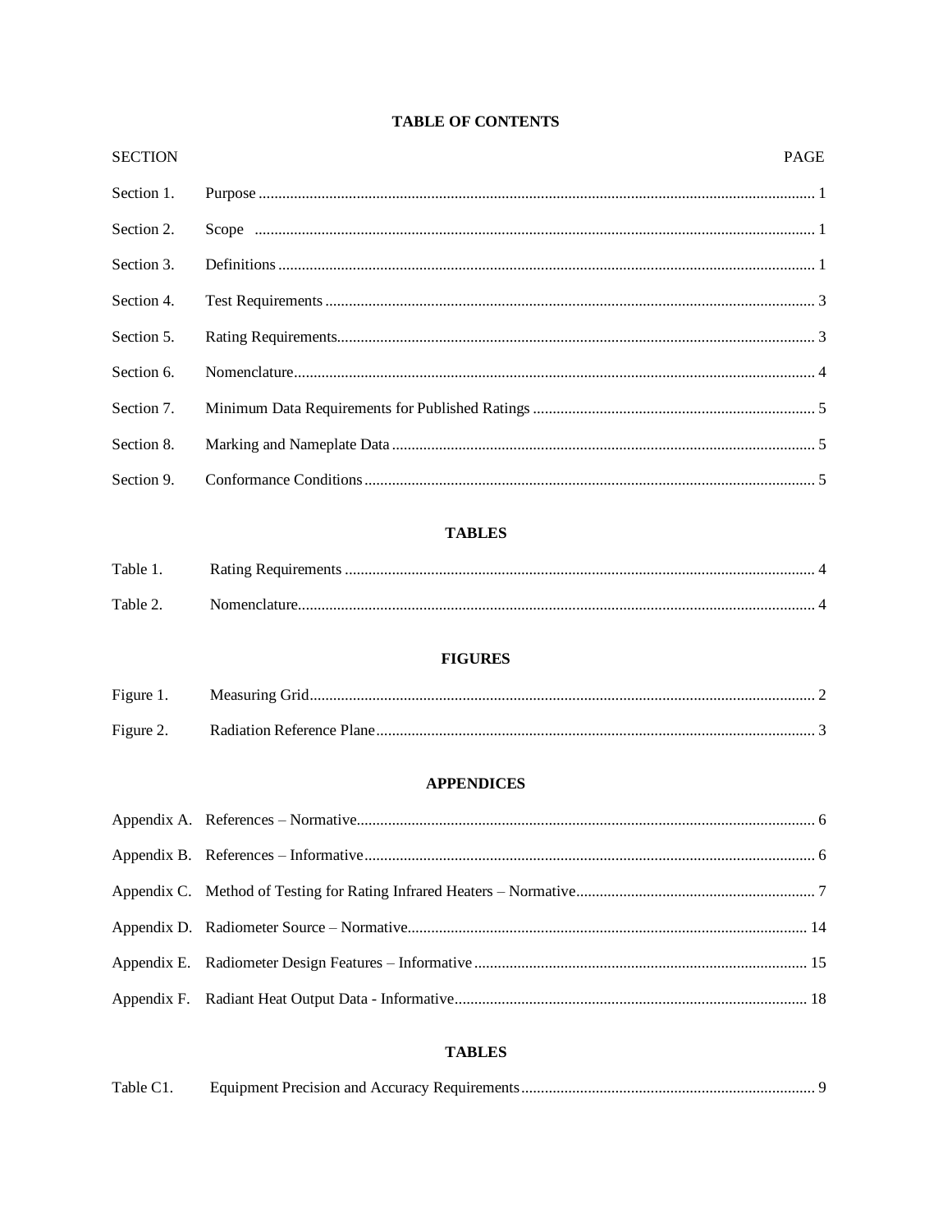# TABLE OF CONTENTS

| SECTION | | PAGE |
|---|---|---|
| Section 1. | Purpose | 1 |
| Section 2. | Scope | 1 |
| Section 3. | Definitions | 1 |
| Section 4. | Test Requirements | 3 |
| Section 5. | Rating Requirements | 3 |
| Section 6. | Nomenclature | 4 |
| Section 7. | Minimum Data Requirements for Published Ratings | 5 |
| Section 8. | Marking and Nameplate Data | 5 |
| Section 9. | Conformance Conditions | 5 |

## TABLES

| | | |
|---|---|---|
| Table 1. | Rating Requirements | 4 |
| Table 2. | Nomenclature | 4 |

## FIGURES

| | | |
|---|---|---|
| Figure 1. | Measuring Grid | 2 |
| Figure 2. | Radiation Reference Plane | 3 |

## APPENDICES

| | | |
|---|---|---|
| Appendix A. | References – Normative | 6 |
| Appendix B. | References – Informative | 6 |
| Appendix C. | Method of Testing for Rating Infrared Heaters – Normative | 7 |
| Appendix D. | Radiometer Source – Normative | 14 |
| Appendix E. | Radiometer Design Features – Informative | 15 |
| Appendix F. | Radiant Heat Output Data - Informative | 18 |

## TABLES

| | | |
|---|---|---|
| Table C1. | Equipment Precision and Accuracy Requirements | 9 |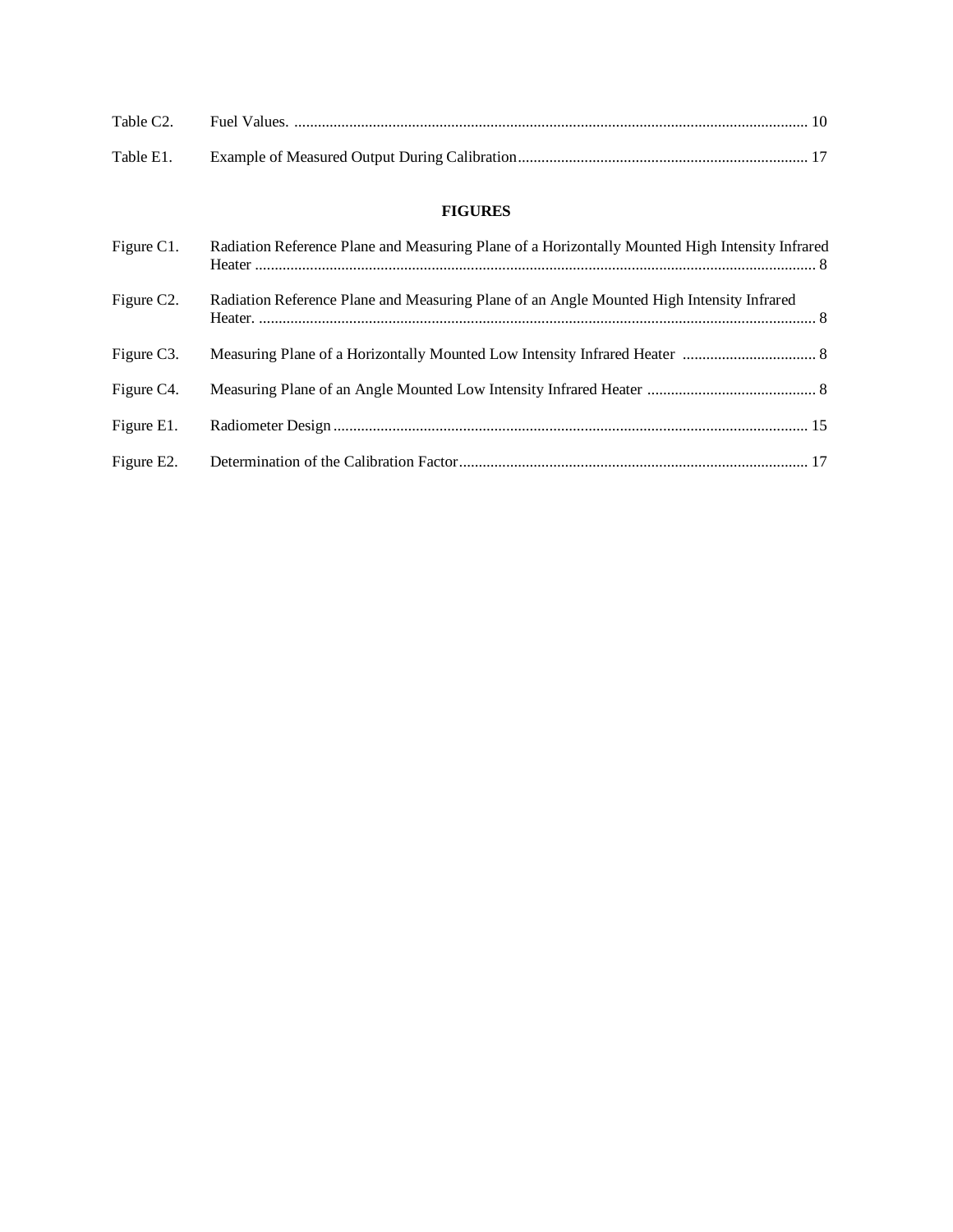| | | |
|---|---|---|
| Table C2. | Fuel Values. | 10 |
| Table E1. | Example of Measured Output During Calibration | 17 |

**FIGURES**

| | | |
|---|---|---|
| Figure C1. | Radiation Reference Plane and Measuring Plane of a Horizontally Mounted High Intensity Infrared Heater | 8 |
| Figure C2. | Radiation Reference Plane and Measuring Plane of an Angle Mounted High Intensity Infrared Heater. | 8 |
| Figure C3. | Measuring Plane of a Horizontally Mounted Low Intensity Infrared Heater | 8 |
| Figure C4. | Measuring Plane of an Angle Mounted Low Intensity Infrared Heater | 8 |
| Figure E1. | Radiometer Design | 15 |
| Figure E2. | Determination of the Calibration Factor | 17 |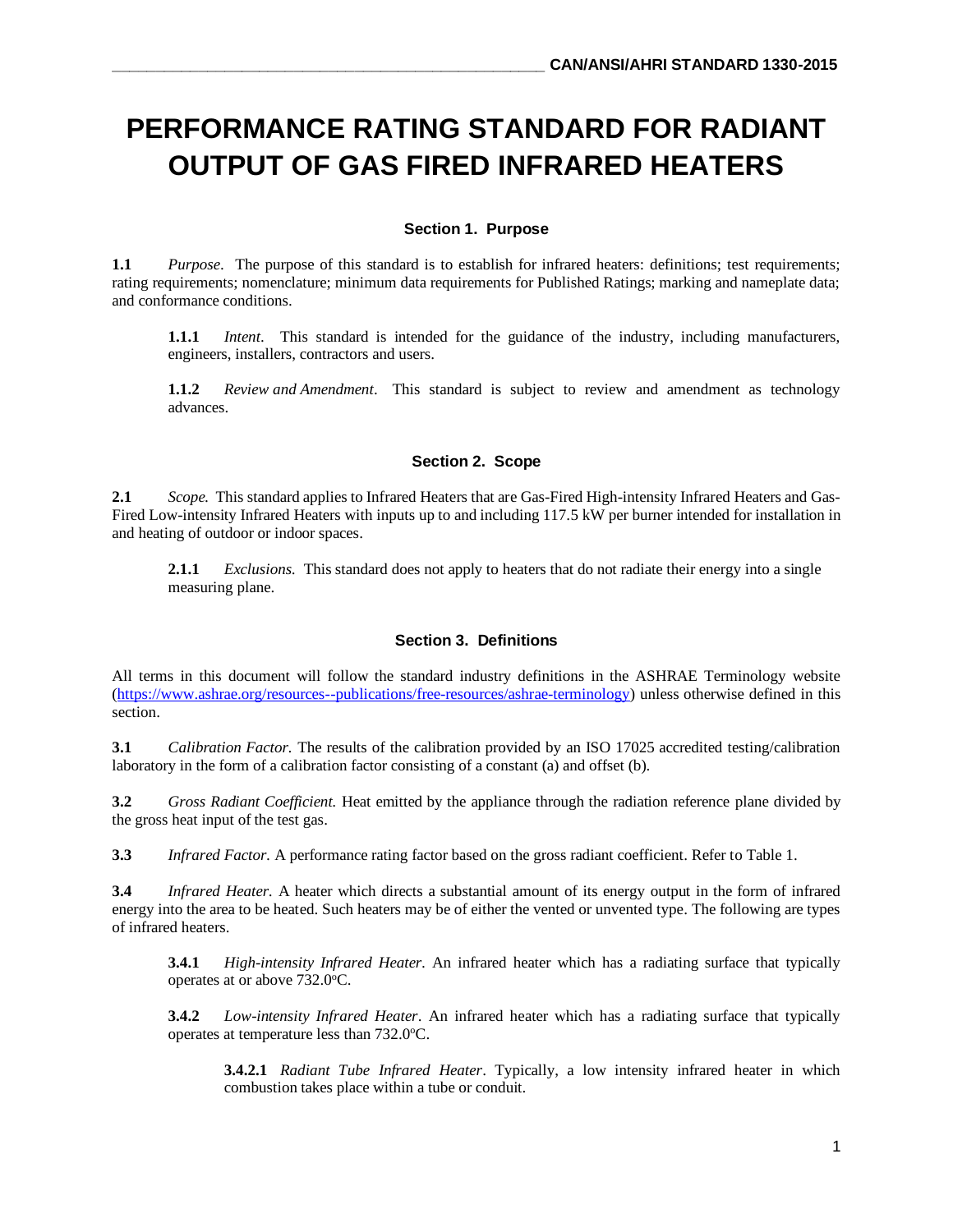# PERFORMANCE RATING STANDARD FOR RADIANT OUTPUT OF GAS FIRED INFRARED HEATERS

## Section 1. Purpose

**1.1** *Purpose*. The purpose of this standard is to establish for infrared heaters: definitions; test requirements; rating requirements; nomenclature; minimum data requirements for Published Ratings; marking and nameplate data; and conformance conditions.

**1.1.1** *Intent*. This standard is intended for the guidance of the industry, including manufacturers, engineers, installers, contractors and users.

**1.1.2** *Review and Amendment*. This standard is subject to review and amendment as technology advances.

## Section 2. Scope

**2.1** *Scope.* This standard applies to Infrared Heaters that are Gas-Fired High-intensity Infrared Heaters and Gas-Fired Low-intensity Infrared Heaters with inputs up to and including 117.5 kW per burner intended for installation in and heating of outdoor or indoor spaces.

**2.1.1** *Exclusions.* This standard does not apply to heaters that do not radiate their energy into a single measuring plane.

## Section 3. Definitions

All terms in this document will follow the standard industry definitions in the ASHRAE Terminology website (https://www.ashrae.org/resources--publications/free-resources/ashrae-terminology) unless otherwise defined in this section.

**3.1** *Calibration Factor.* The results of the calibration provided by an ISO 17025 accredited testing/calibration laboratory in the form of a calibration factor consisting of a constant (a) and offset (b).

**3.2** *Gross Radiant Coefficient.* Heat emitted by the appliance through the radiation reference plane divided by the gross heat input of the test gas.

**3.3** *Infrared Factor.* A performance rating factor based on the gross radiant coefficient. Refer to Table 1.

**3.4** *Infrared Heater.* A heater which directs a substantial amount of its energy output in the form of infrared energy into the area to be heated. Such heaters may be of either the vented or unvented type. The following are types of infrared heaters.

**3.4.1** *High-intensity Infrared Heater.* An infrared heater which has a radiating surface that typically operates at or above 732.0°C.

**3.4.2** *Low-intensity Infrared Heater*. An infrared heater which has a radiating surface that typically operates at temperature less than 732.0°C.

**3.4.2.1** *Radiant Tube Infrared Heater*. Typically, a low intensity infrared heater in which combustion takes place within a tube or conduit.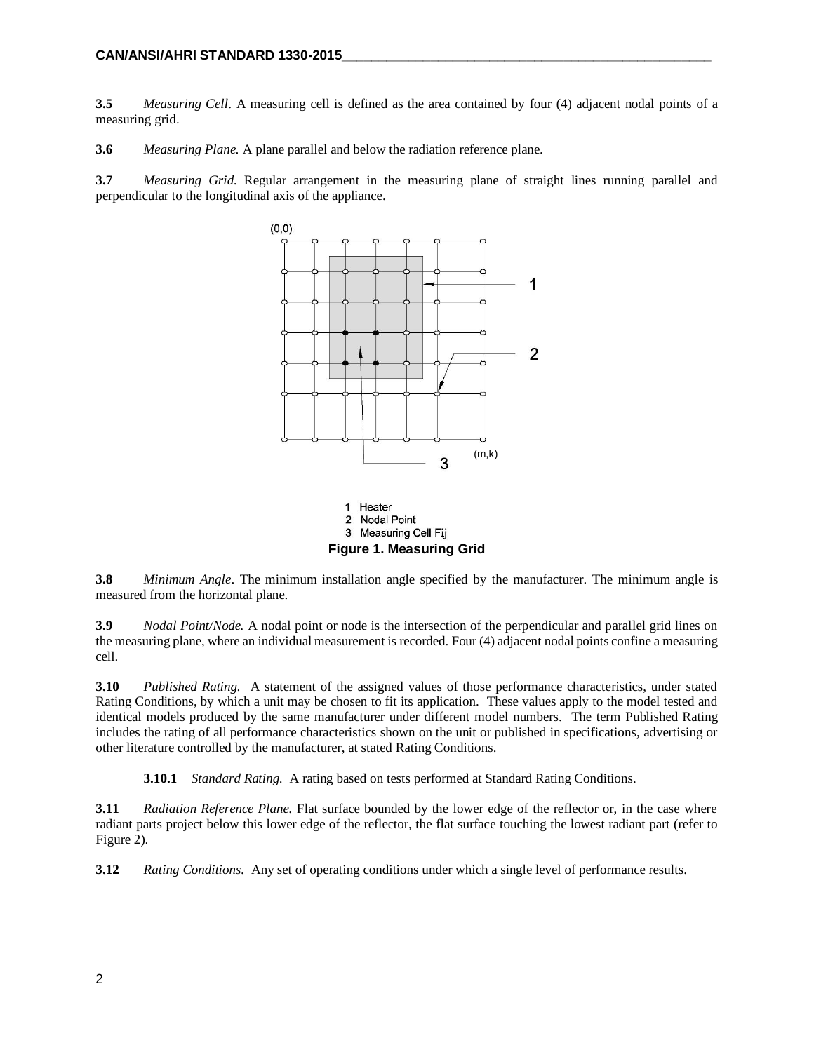**3.5** *Measuring Cell*. A measuring cell is defined as the area contained by four (4) adjacent nodal points of a measuring grid.

**3.6** *Measuring Plane.* A plane parallel and below the radiation reference plane.

**3.7** *Measuring Grid.* Regular arrangement in the measuring plane of straight lines running parallel and perpendicular to the longitudinal axis of the appliance.

(0,0)

1

2

(m,k)

3

1 Heater
2 Nodal Point
3 Measuring Cell Fij

**Figure 1. Measuring Grid**

**3.8** *Minimum Angle*. The minimum installation angle specified by the manufacturer. The minimum angle is measured from the horizontal plane.

**3.9** *Nodal Point/Node.* A nodal point or node is the intersection of the perpendicular and parallel grid lines on the measuring plane, where an individual measurement is recorded. Four (4) adjacent nodal points confine a measuring cell.

**3.10** *Published Rating.* A statement of the assigned values of those performance characteristics, under stated Rating Conditions, by which a unit may be chosen to fit its application. These values apply to the model tested and identical models produced by the same manufacturer under different model numbers. The term Published Rating includes the rating of all performance characteristics shown on the unit or published in specifications, advertising or other literature controlled by the manufacturer, at stated Rating Conditions.

**3.10.1** *Standard Rating.* A rating based on tests performed at Standard Rating Conditions.

**3.11** *Radiation Reference Plane.* Flat surface bounded by the lower edge of the reflector or, in the case where radiant parts project below this lower edge of the reflector, the flat surface touching the lowest radiant part (refer to Figure 2).

**3.12** *Rating Conditions.* Any set of operating conditions under which a single level of performance results.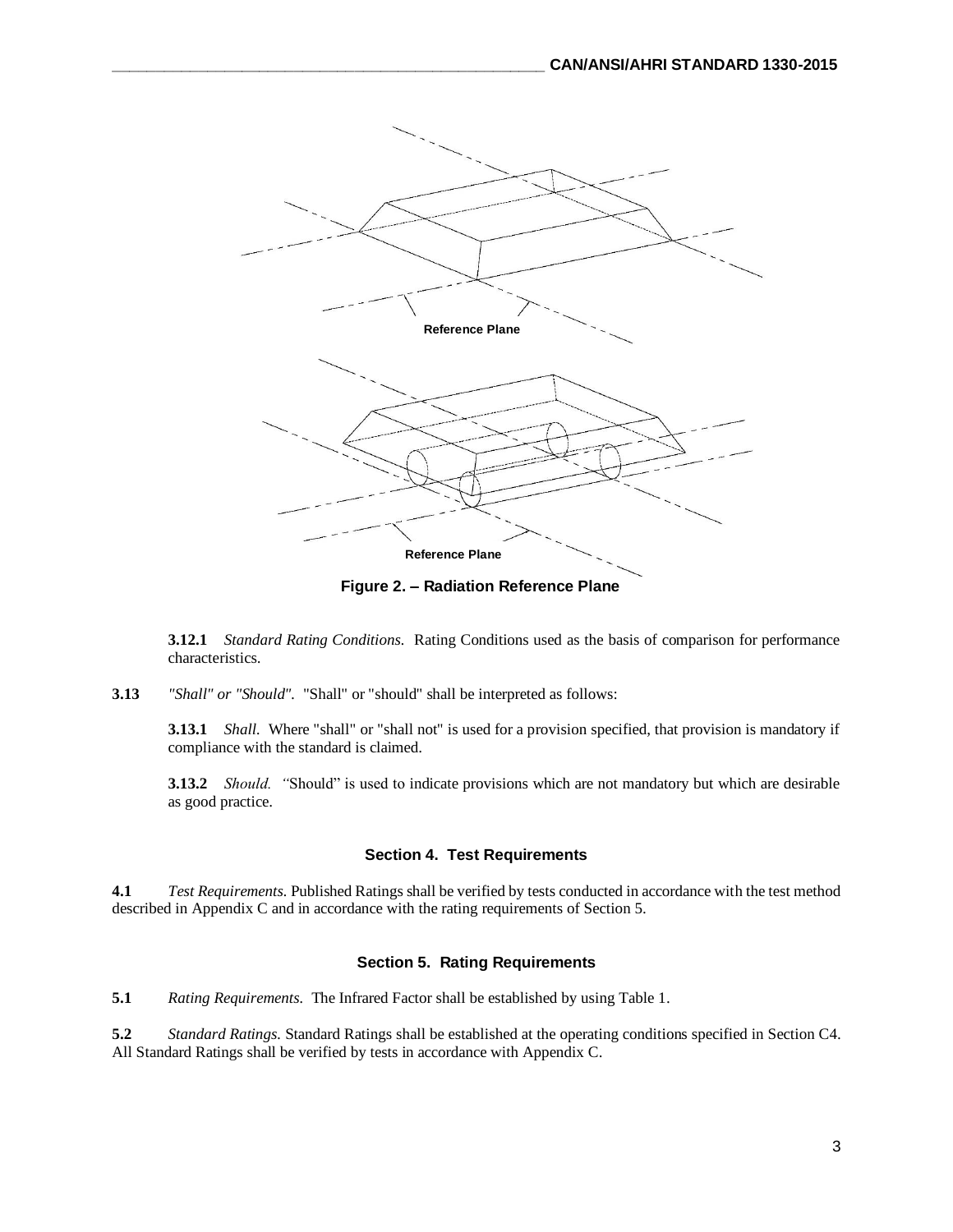Reference Plane

Reference Plane

**Figure 2. – Radiation Reference Plane**

**3.12.1** *Standard Rating Conditions.* Rating Conditions used as the basis of comparison for performance characteristics.

**3.13** *"Shall" or "Should".* "Shall" or "should" shall be interpreted as follows:

**3.13.1** *Shall.* Where "shall" or "shall not" is used for a provision specified, that provision is mandatory if compliance with the standard is claimed.

**3.13.2** *Should.* "Should" is used to indicate provisions which are not mandatory but which are desirable as good practice.

## Section 4. Test Requirements

**4.1** *Test Requirements.* Published Ratings shall be verified by tests conducted in accordance with the test method described in Appendix C and in accordance with the rating requirements of Section 5.

## Section 5. Rating Requirements

**5.1** *Rating Requirements.* The Infrared Factor shall be established by using Table 1.

**5.2** *Standard Ratings.* Standard Ratings shall be established at the operating conditions specified in Section C4. All Standard Ratings shall be verified by tests in accordance with Appendix C.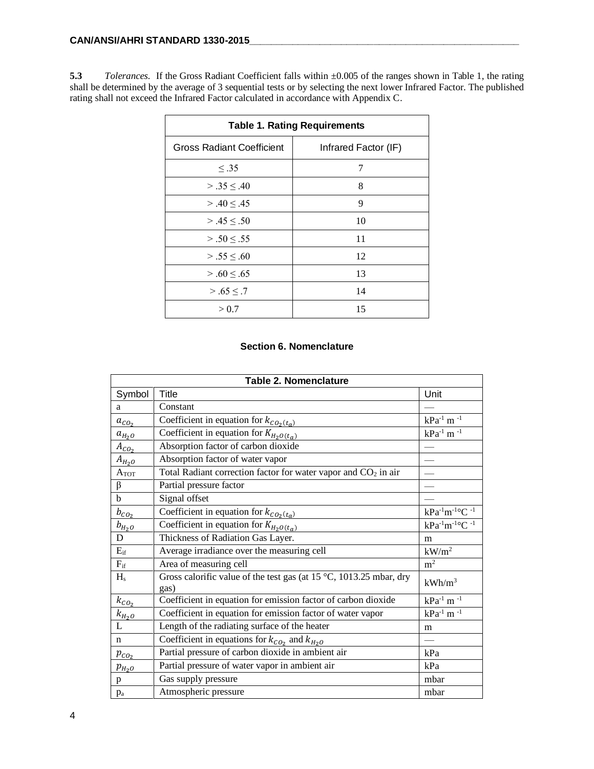**5.3** *Tolerances.* If the Gross Radiant Coefficient falls within ±0.005 of the ranges shown in Table 1, the rating shall be determined by the average of 3 sequential tests or by selecting the next lower Infrared Factor. The published rating shall not exceed the Infrared Factor calculated in accordance with Appendix C.

**Table 1. Rating Requirements**

| Gross Radiant Coefficient | Infrared Factor (IF) |
|---|---|
| ≤ .35 | 7 |
| > .35 ≤ .40 | 8 |
| > .40 ≤ .45 | 9 |
| > .45 ≤ .50 | 10 |
| > .50 ≤ .55 | 11 |
| > .55 ≤ .60 | 12 |
| > .60 ≤ .65 | 13 |
| > .65 ≤ .7 | 14 |
| > 0.7 | 15 |

## Section 6. Nomenclature

**Table 2. Nomenclature**

| Symbol | Title | Unit |
|---|---|---|
| a | Constant | — |
| $a_{CO_2}$ | Coefficient in equation for $k_{CO_2(t_a)}$ | $kPa^{-1}$ $m^{-1}$ |
| $a_{H_2O}$ | Coefficient in equation for $K_{H_2O(t_a)}$ | $kPa^{-1}$ $m^{-1}$ |
| $A_{CO_2}$ | Absorption factor of carbon dioxide | — |
| $A_{H_2O}$ | Absorption factor of water vapor | — |
| $A_{TOT}$ | Total Radiant correction factor for water vapor and $CO_2$ in air | — |
| β | Partial pressure factor | — |
| b | Signal offset | — |
| $b_{CO_2}$ | Coefficient in equation for $k_{CO_2(t_a)}$ | $kPa^{-1}m^{-1}°C^{-1}$ |
| $b_{H_2O}$ | Coefficient in equation for $K_{H_2O(t_a)}$ | $kPa^{-1}m^{-1}°C^{-1}$ |
| D | Thickness of Radiation Gas Layer. | m |
| $E_{if}$ | Average irradiance over the measuring cell | $kW/m^2$ |
| $F_{if}$ | Area of measuring cell | $m^2$ |
| $H_s$ | Gross calorific value of the test gas (at 15 °C, 1013.25 mbar, dry gas) | $kWh/m^3$ |
| $k_{CO_2}$ | Coefficient in equation for emission factor of carbon dioxide | $kPa^{-1}$ $m^{-1}$ |
| $k_{H_2O}$ | Coefficient in equation for emission factor of water vapor | $kPa^{-1}$ $m^{-1}$ |
| L | Length of the radiating surface of the heater | m |
| n | Coefficient in equations for $k_{CO_2}$ and $k_{H_2O}$ | — |
| $p_{CO_2}$ | Partial pressure of carbon dioxide in ambient air | kPa |
| $p_{H_2O}$ | Partial pressure of water vapor in ambient air | kPa |
| p | Gas supply pressure | mbar |
| $p_a$ | Atmospheric pressure | mbar |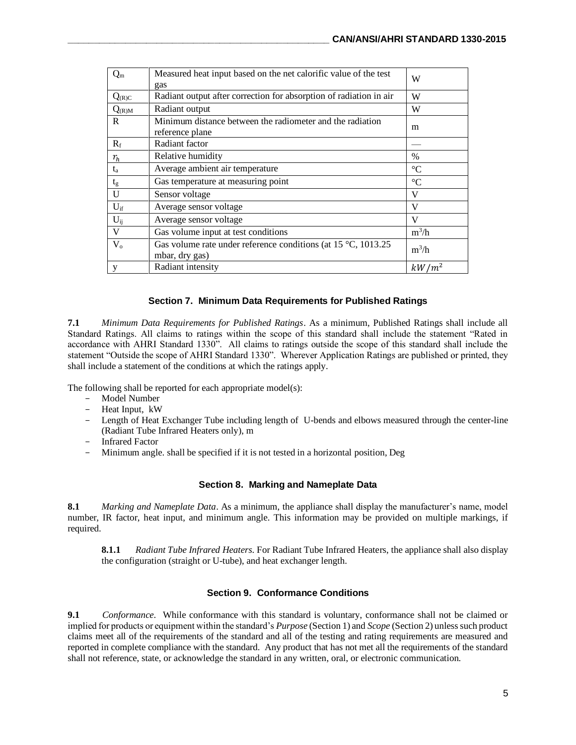| | | |
|---|---|---|
| $Q_m$ | Measured heat input based on the net calorific value of the test gas | W |
| $Q_{(R)C}$ | Radiant output after correction for absorption of radiation in air | W |
| $Q_{(R)M}$ | Radiant output | W |
| R | Minimum distance between the radiometer and the radiation reference plane | m |
| $R_f$ | Radiant factor | — |
| $r_h$ | Relative humidity | % |
| $t_a$ | Average ambient air temperature | °C |
| $t_g$ | Gas temperature at measuring point | °C |
| U | Sensor voltage | V |
| $U_{if}$ | Average sensor voltage | V |
| $U_{ij}$ | Average sensor voltage | V |
| V | Gas volume input at test conditions | $m^3/h$ |
| $V_o$ | Gas volume rate under reference conditions (at 15 °C, 1013.25 mbar, dry gas) | $m^3/h$ |
| y | Radiant intensity | $kW/m^2$ |

## Section 7. Minimum Data Requirements for Published Ratings

**7.1** *Minimum Data Requirements for Published Ratings*. As a minimum, Published Ratings shall include all Standard Ratings. All claims to ratings within the scope of this standard shall include the statement "Rated in accordance with AHRI Standard 1330". All claims to ratings outside the scope of this standard shall include the statement "Outside the scope of AHRI Standard 1330". Wherever Application Ratings are published or printed, they shall include a statement of the conditions at which the ratings apply.

The following shall be reported for each appropriate model(s):

- Model Number
- Heat Input, kW
- Length of Heat Exchanger Tube including length of U-bends and elbows measured through the center-line (Radiant Tube Infrared Heaters only), m
- Infrared Factor
- Minimum angle. shall be specified if it is not tested in a horizontal position, Deg

## Section 8. Marking and Nameplate Data

**8.1** *Marking and Nameplate Data*. As a minimum, the appliance shall display the manufacturer's name, model number, IR factor, heat input, and minimum angle. This information may be provided on multiple markings, if required.

**8.1.1** *Radiant Tube Infrared Heaters.* For Radiant Tube Infrared Heaters, the appliance shall also display the configuration (straight or U-tube), and heat exchanger length.

## Section 9. Conformance Conditions

**9.1** *Conformance.* While conformance with this standard is voluntary, conformance shall not be claimed or implied for products or equipment within the standard's *Purpose* (Section 1) and *Scope* (Section 2) unless such product claims meet all of the requirements of the standard and all of the testing and rating requirements are measured and reported in complete compliance with the standard. Any product that has not met all the requirements of the standard shall not reference, state, or acknowledge the standard in any written, oral, or electronic communication.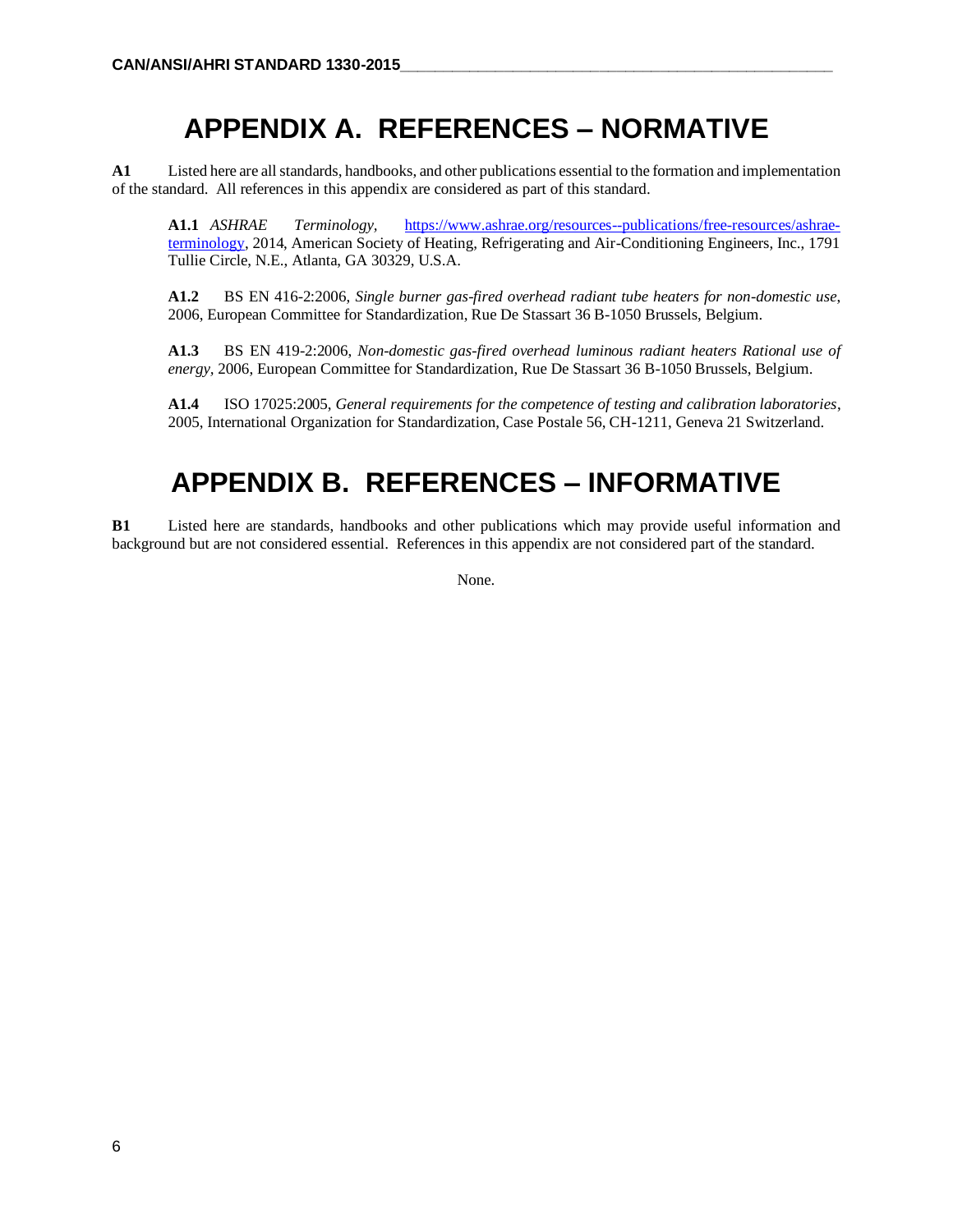# APPENDIX A. REFERENCES – NORMATIVE

**A1** Listed here are all standards, handbooks, and other publications essential to the formation and implementation of the standard. All references in this appendix are considered as part of this standard.

**A1.1** *ASHRAE Terminology,* https://www.ashrae.org/resources--publications/free-resources/ashrae-terminology, 2014, American Society of Heating, Refrigerating and Air-Conditioning Engineers, Inc., 1791 Tullie Circle, N.E., Atlanta, GA 30329, U.S.A.

**A1.2** BS EN 416-2:2006, *Single burner gas-fired overhead radiant tube heaters for non-domestic use,* 2006, European Committee for Standardization, Rue De Stassart 36 B-1050 Brussels, Belgium.

**A1.3** BS EN 419-2:2006, *Non-domestic gas-fired overhead luminous radiant heaters Rational use of energy,* 2006, European Committee for Standardization, Rue De Stassart 36 B-1050 Brussels, Belgium.

**A1.4** ISO 17025:2005, *General requirements for the competence of testing and calibration laboratories,* 2005, International Organization for Standardization, Case Postale 56, CH-1211, Geneva 21 Switzerland.

# APPENDIX B. REFERENCES – INFORMATIVE

**B1** Listed here are standards, handbooks and other publications which may provide useful information and background but are not considered essential. References in this appendix are not considered part of the standard.

None.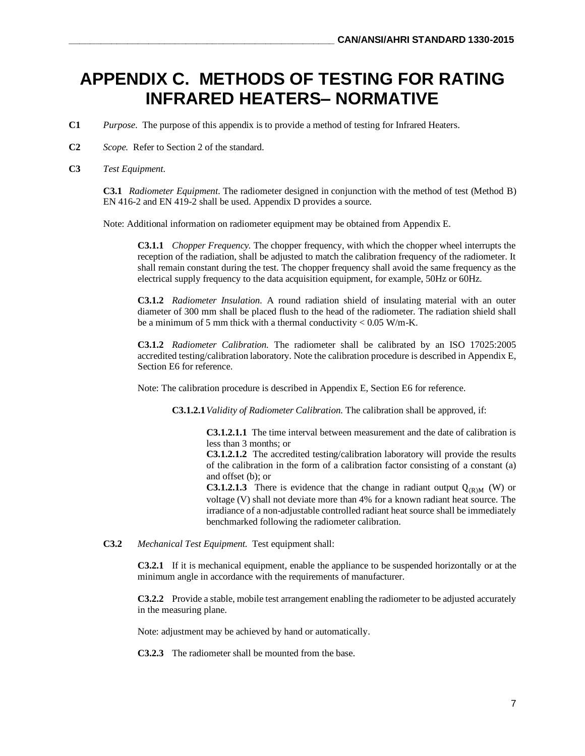# APPENDIX C. METHODS OF TESTING FOR RATING INFRARED HEATERS– NORMATIVE

**C1** *Purpose*. The purpose of this appendix is to provide a method of testing for Infrared Heaters.

**C2** *Scope.* Refer to Section 2 of the standard.

**C3** *Test Equipment.*

**C3.1** *Radiometer Equipment*. The radiometer designed in conjunction with the method of test (Method B) EN 416-2 and EN 419-2 shall be used. Appendix D provides a source.

Note: Additional information on radiometer equipment may be obtained from Appendix E.

**C3.1.1** *Chopper Frequency.* The chopper frequency, with which the chopper wheel interrupts the reception of the radiation, shall be adjusted to match the calibration frequency of the radiometer. It shall remain constant during the test. The chopper frequency shall avoid the same frequency as the electrical supply frequency to the data acquisition equipment, for example, 50Hz or 60Hz.

**C3.1.2** *Radiometer Insulation*. A round radiation shield of insulating material with an outer diameter of 300 mm shall be placed flush to the head of the radiometer. The radiation shield shall be a minimum of 5 mm thick with a thermal conductivity < 0.05 W/m-K.

**C3.1.2** *Radiometer Calibration.* The radiometer shall be calibrated by an ISO 17025:2005 accredited testing/calibration laboratory. Note the calibration procedure is described in Appendix E, Section E6 for reference.

Note: The calibration procedure is described in Appendix E, Section E6 for reference.

**C3.1.2.1** *Validity of Radiometer Calibration.* The calibration shall be approved, if:

**C3.1.2.1.1** The time interval between measurement and the date of calibration is less than 3 months; or

**C3.1.2.1.2** The accredited testing/calibration laboratory will provide the results of the calibration in the form of a calibration factor consisting of a constant (a) and offset (b); or

**C3.1.2.1.3** There is evidence that the change in radiant output $Q_{(R)M}$ (W) or voltage (V) shall not deviate more than 4% for a known radiant heat source. The irradiance of a non-adjustable controlled radiant heat source shall be immediately benchmarked following the radiometer calibration.

**C3.2** *Mechanical Test Equipment.* Test equipment shall:

**C3.2.1** If it is mechanical equipment, enable the appliance to be suspended horizontally or at the minimum angle in accordance with the requirements of manufacturer.

**C3.2.2** Provide a stable, mobile test arrangement enabling the radiometer to be adjusted accurately in the measuring plane.

Note: adjustment may be achieved by hand or automatically.

**C3.2.3** The radiometer shall be mounted from the base.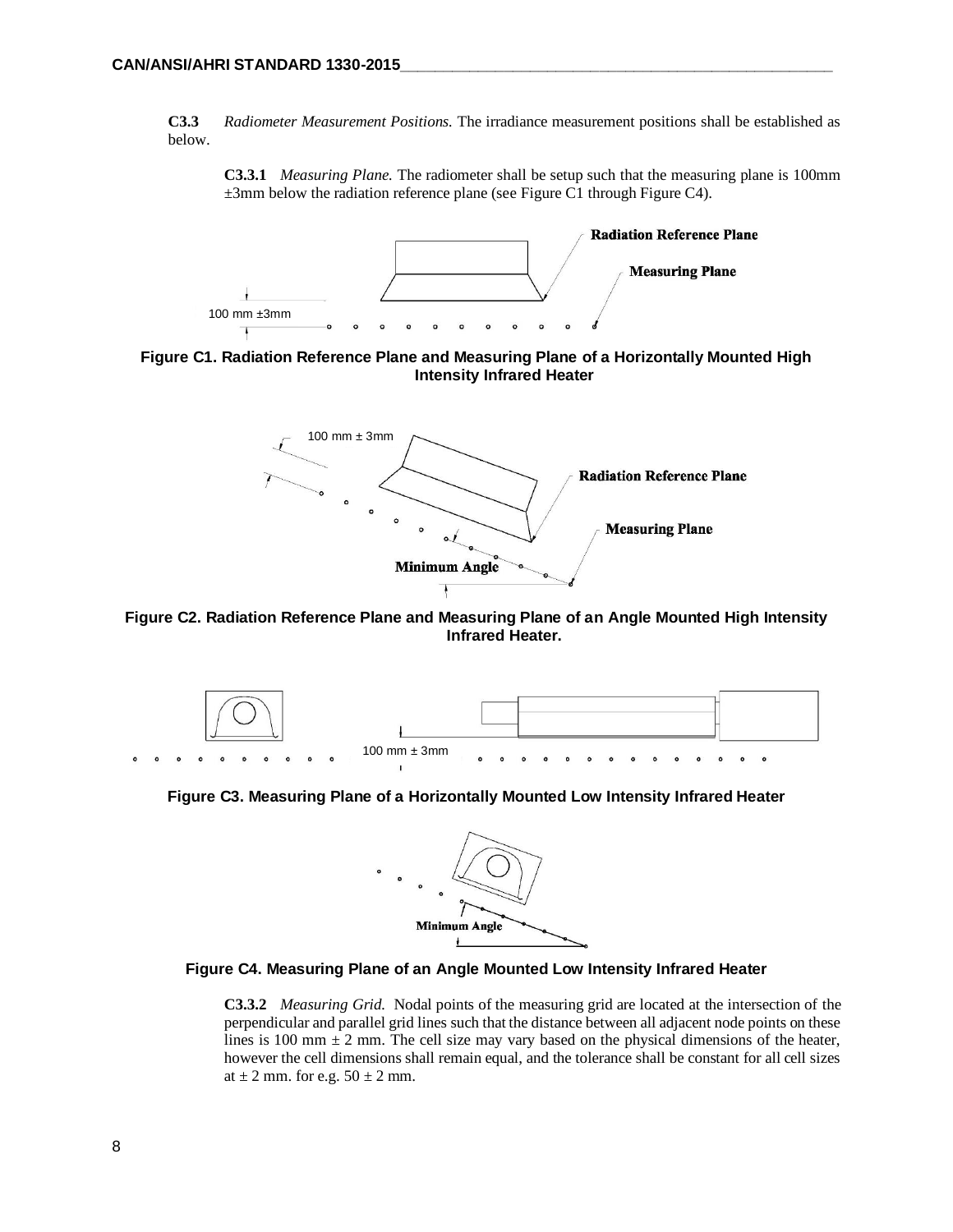**C3.3** *Radiometer Measurement Positions.* The irradiance measurement positions shall be established as below.

**C3.3.1** *Measuring Plane.* The radiometer shall be setup such that the measuring plane is 100mm ±3mm below the radiation reference plane (see Figure C1 through Figure C4).

Radiation Reference Plane

Measuring Plane

100 mm ±3mm

**Figure C1. Radiation Reference Plane and Measuring Plane of a Horizontally Mounted High Intensity Infrared Heater**

100 mm ± 3mm

Radiation Reference Plane

Measuring Plane

Minimum Angle

**Figure C2. Radiation Reference Plane and Measuring Plane of an Angle Mounted High Intensity Infrared Heater.**

100 mm ± 3mm

**Figure C3. Measuring Plane of a Horizontally Mounted Low Intensity Infrared Heater**

Minimum Angle

**Figure C4. Measuring Plane of an Angle Mounted Low Intensity Infrared Heater**

**C3.3.2** *Measuring Grid.* Nodal points of the measuring grid are located at the intersection of the perpendicular and parallel grid lines such that the distance between all adjacent node points on these lines is 100 mm ± 2 mm. The cell size may vary based on the physical dimensions of the heater, however the cell dimensions shall remain equal, and the tolerance shall be constant for all cell sizes at ± 2 mm. for e.g. 50 ± 2 mm.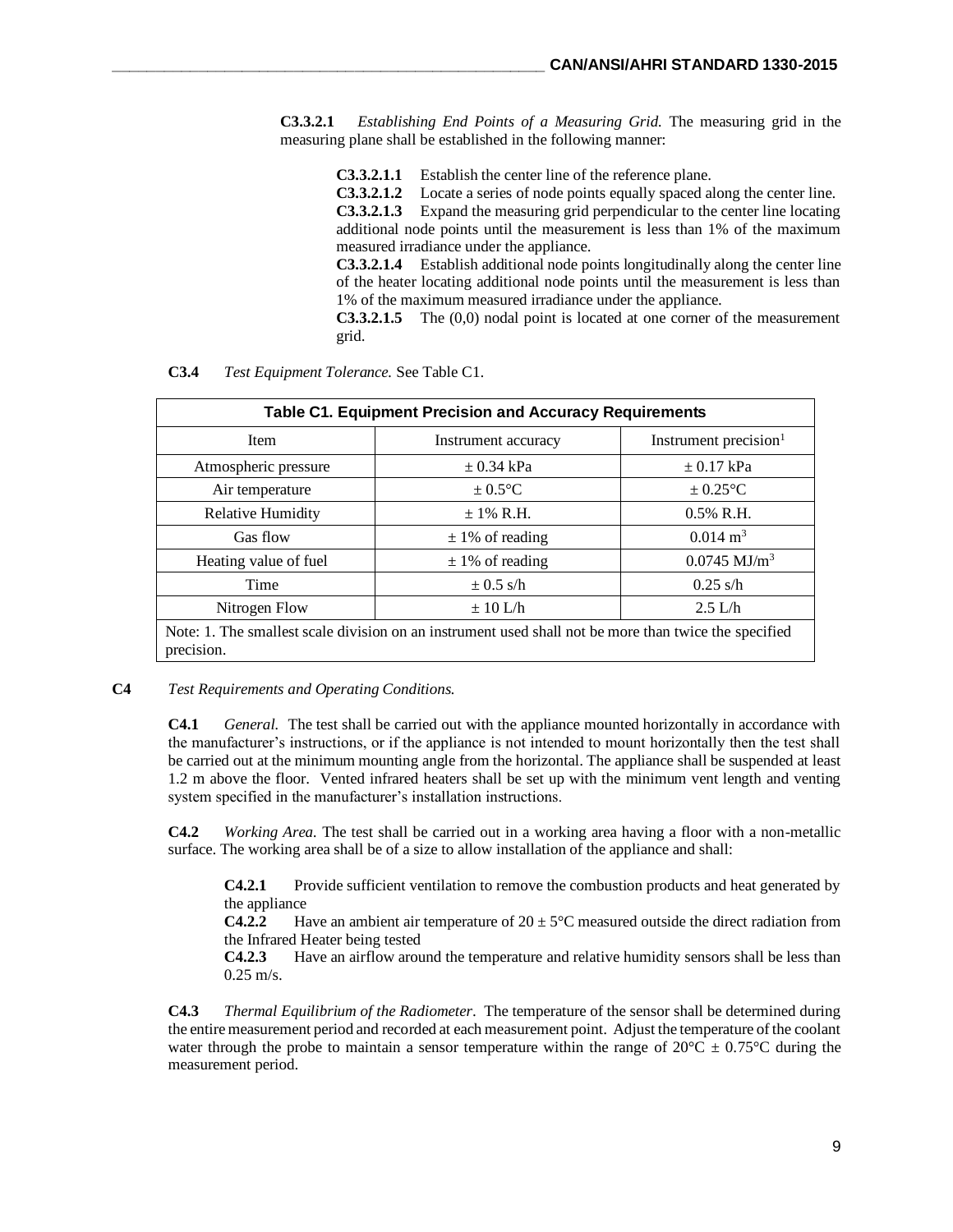**C3.3.2.1** *Establishing End Points of a Measuring Grid.* The measuring grid in the measuring plane shall be established in the following manner:

**C3.3.2.1.1** Establish the center line of the reference plane.

**C3.3.2.1.2** Locate a series of node points equally spaced along the center line.

**C3.3.2.1.3** Expand the measuring grid perpendicular to the center line locating additional node points until the measurement is less than 1% of the maximum measured irradiance under the appliance.

**C3.3.2.1.4** Establish additional node points longitudinally along the center line of the heater locating additional node points until the measurement is less than 1% of the maximum measured irradiance under the appliance.

**C3.3.2.1.5** The (0,0) nodal point is located at one corner of the measurement grid.

**C3.4** *Test Equipment Tolerance.* See Table C1.

**Table C1. Equipment Precision and Accuracy Requirements**

| Item | Instrument accuracy | Instrument precision[1] |
|---|---|---|
| Atmospheric pressure | ± 0.34 kPa | ± 0.17 kPa |
| Air temperature | ± 0.5°C | ± 0.25°C |
| Relative Humidity | ± 1% R.H. | 0.5% R.H. |
| Gas flow | ± 1% of reading | 0.014 m$^3$ |
| Heating value of fuel | ± 1% of reading | 0.0745 MJ/m$^3$ |
| Time | ± 0.5 s/h | 0.25 s/h |
| Nitrogen Flow | ± 10 L/h | 2.5 L/h |

Note: 1. The smallest scale division on an instrument used shall not be more than twice the specified precision.

**C4** *Test Requirements and Operating Conditions.*

**C4.1** *General.* The test shall be carried out with the appliance mounted horizontally in accordance with the manufacturer's instructions, or if the appliance is not intended to mount horizontally then the test shall be carried out at the minimum mounting angle from the horizontal. The appliance shall be suspended at least 1.2 m above the floor. Vented infrared heaters shall be set up with the minimum vent length and venting system specified in the manufacturer's installation instructions.

**C4.2** *Working Area.* The test shall be carried out in a working area having a floor with a non-metallic surface. The working area shall be of a size to allow installation of the appliance and shall:

**C4.2.1** Provide sufficient ventilation to remove the combustion products and heat generated by the appliance

**C4.2.2** Have an ambient air temperature of 20 ± 5°C measured outside the direct radiation from the Infrared Heater being tested

**C4.2.3** Have an airflow around the temperature and relative humidity sensors shall be less than 0.25 m/s.

**C4.3** *Thermal Equilibrium of the Radiometer*. The temperature of the sensor shall be determined during the entire measurement period and recorded at each measurement point. Adjust the temperature of the coolant water through the probe to maintain a sensor temperature within the range of 20°C ± 0.75°C during the measurement period.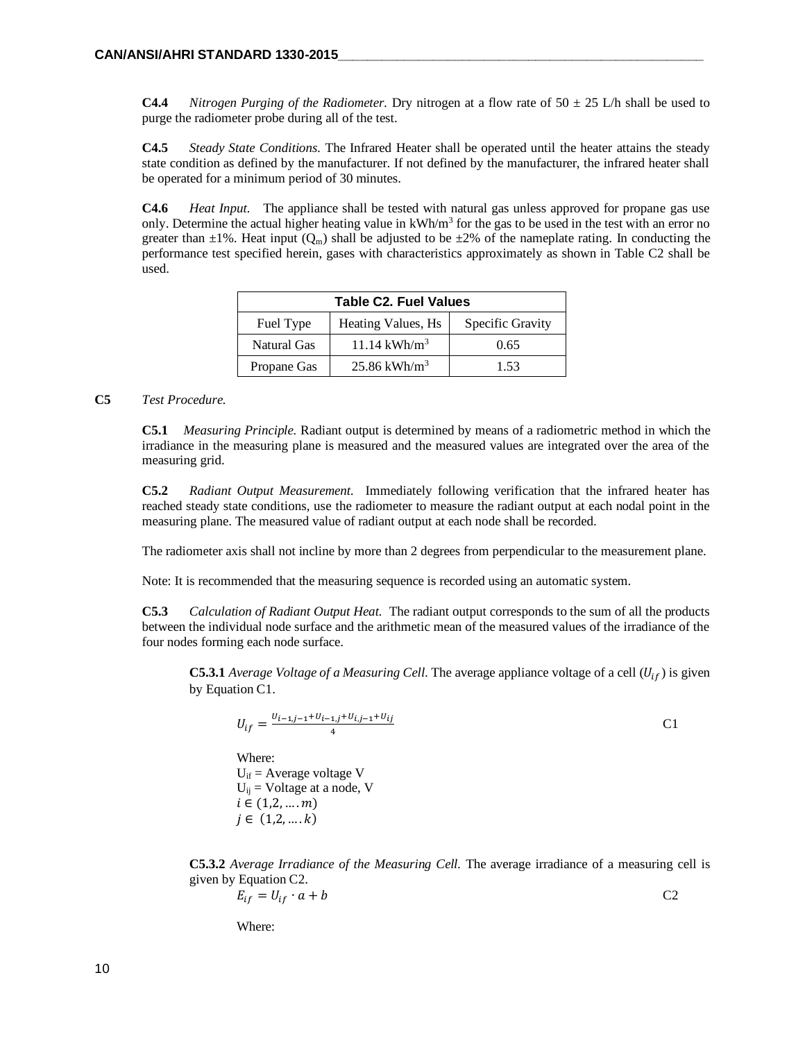**C4.4** *Nitrogen Purging of the Radiometer.* Dry nitrogen at a flow rate of 50 ± 25 L/h shall be used to purge the radiometer probe during all of the test.

**C4.5** *Steady State Conditions.* The Infrared Heater shall be operated until the heater attains the steady state condition as defined by the manufacturer. If not defined by the manufacturer, the infrared heater shall be operated for a minimum period of 30 minutes.

**C4.6** *Heat Input.* The appliance shall be tested with natural gas unless approved for propane gas use only. Determine the actual higher heating value in kWh/m³ for the gas to be used in the test with an error no greater than ±1%. Heat input ($Q_m$) shall be adjusted to be ±2% of the nameplate rating. In conducting the performance test specified herein, gases with characteristics approximately as shown in Table C2 shall be used.

**Table C2. Fuel Values**

| Fuel Type | Heating Values, Hs | Specific Gravity |
|---|---|---|
| Natural Gas | 11.14 kWh/m³ | 0.65 |
| Propane Gas | 25.86 kWh/m³ | 1.53 |

**C5** *Test Procedure.*

**C5.1** *Measuring Principle.* Radiant output is determined by means of a radiometric method in which the irradiance in the measuring plane is measured and the measured values are integrated over the area of the measuring grid.

**C5.2** *Radiant Output Measurement.* Immediately following verification that the infrared heater has reached steady state conditions, use the radiometer to measure the radiant output at each nodal point in the measuring plane. The measured value of radiant output at each node shall be recorded.

The radiometer axis shall not incline by more than 2 degrees from perpendicular to the measurement plane.

Note: It is recommended that the measuring sequence is recorded using an automatic system.

**C5.3** *Calculation of Radiant Output Heat.* The radiant output corresponds to the sum of all the products between the individual node surface and the arithmetic mean of the measured values of the irradiance of the four nodes forming each node surface.

**C5.3.1** *Average Voltage of a Measuring Cell.* The average appliance voltage of a cell ($U_{if}$) is given by Equation C1.

$$U_{if} = \frac{U_{i-1,j-1} + U_{i-1,j} + U_{i,j-1} + U_{ij}}{4} \qquad \text{C1}$$

Where:
$U_{if}$ = Average voltage V
$U_{ij}$ = Voltage at a node, V
$i \in (1,2,\ldots.m)$
$j \in (1,2,\ldots.k)$

**C5.3.2** *Average Irradiance of the Measuring Cell.* The average irradiance of a measuring cell is given by Equation C2.

$$E_{if} = U_{if} \cdot a + b \qquad \text{C2}$$

Where: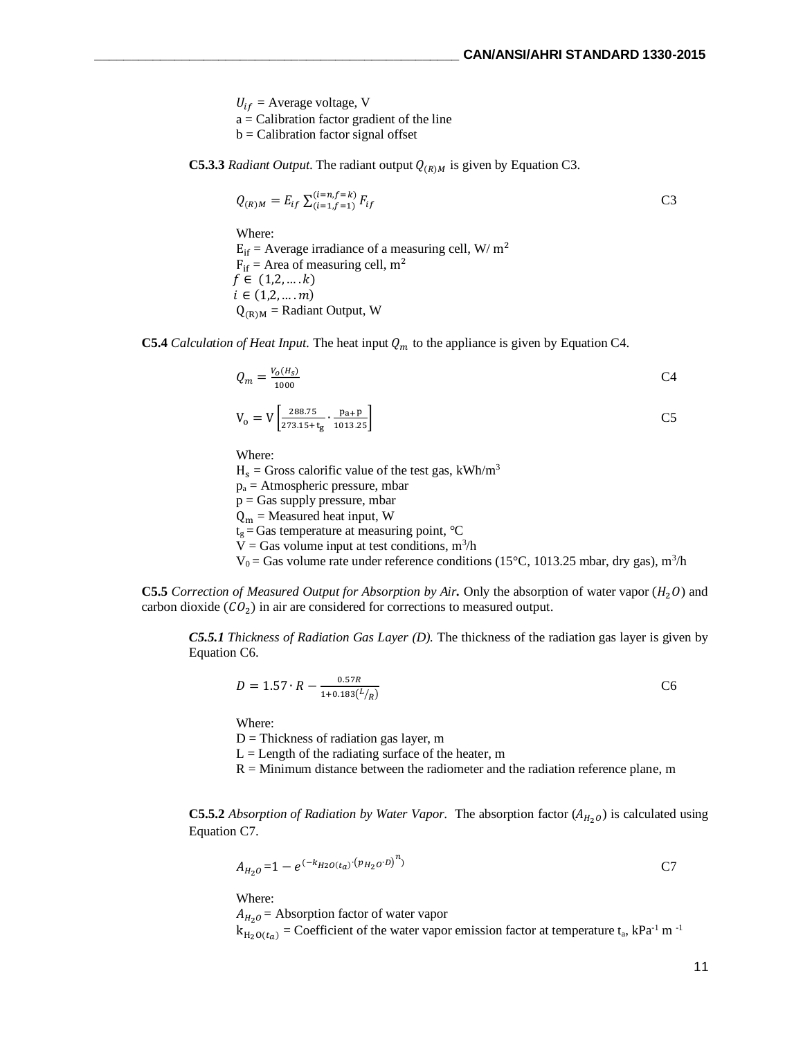$U_{if}$ = Average voltage, V
a = Calibration factor gradient of the line
b = Calibration factor signal offset

**C5.3.3** *Radiant Output.* The radiant output $Q_{(R)M}$ is given by Equation C3.

$$Q_{(R)M} = E_{if} \sum_{(i=1,f=1)}^{(i=n,f=k)} F_{if} \qquad \text{C3}$$

Where:
$E_{if}$ = Average irradiance of a measuring cell, W/ m²
$F_{if}$ = Area of measuring cell, m²
$f \in (1,2, \ldots .k)$
$i \in (1,2, \ldots .m)$
$Q_{(R)M}$ = Radiant Output, W

**C5.4** *Calculation of Heat Input.* The heat input $Q_m$ to the appliance is given by Equation C4.

$$Q_m = \frac{V_o(H_s)}{1000} \qquad \text{C4}$$

$$V_o = V\left[\frac{288.75}{273.15+t_g} \cdot \frac{p_a+p}{1013.25}\right] \qquad \text{C5}$$

Where:
$H_s$ = Gross calorific value of the test gas, kWh/m³
$p_a$ = Atmospheric pressure, mbar
p = Gas supply pressure, mbar
$Q_m$ = Measured heat input, W
$t_g$ = Gas temperature at measuring point, °C
V = Gas volume input at test conditions, m³/h
$V_0$ = Gas volume rate under reference conditions (15°C, 1013.25 mbar, dry gas), m³/h

**C5.5** *Correction of Measured Output for Absorption by Air***.** Only the absorption of water vapor ($H_2O$) and carbon dioxide ($CO_2$) in air are considered for corrections to measured output.

***C5.5.1*** *Thickness of Radiation Gas Layer (D).* The thickness of the radiation gas layer is given by Equation C6.

$$D = 1.57 \cdot R - \frac{0.57R}{1+0.183\left(L/_R\right)} \qquad \text{C6}$$

Where:
D = Thickness of radiation gas layer, m
L = Length of the radiating surface of the heater, m
R = Minimum distance between the radiometer and the radiation reference plane, m

**C5.5.2** *Absorption of Radiation by Water Vapor.* The absorption factor ($A_{H_2O}$) is calculated using Equation C7.

$$A_{H_2O} = 1 - e^{\left(-k_{H2O(t_a)} \cdot \left(p_{H_2O} \cdot D\right)^n\right)} \qquad \text{C7}$$

Where:
$A_{H_2O}$ = Absorption factor of water vapor
$k_{H_2O(t_a)}$ = Coefficient of the water vapor emission factor at temperature $t_a$, kPa⁻¹ m⁻¹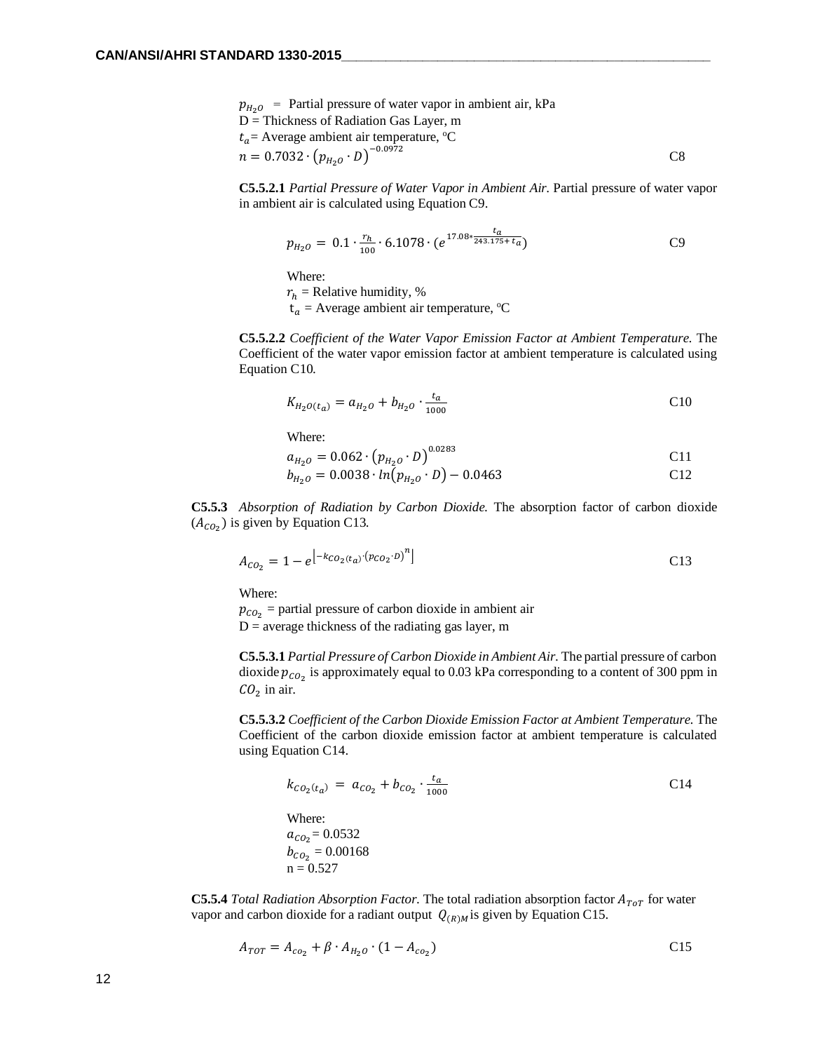$p_{H_2O}$ = Partial pressure of water vapor in ambient air, kPa
D = Thickness of Radiation Gas Layer, m
$t_a$ = Average ambient air temperature, °C

$$n = 0.7032 \cdot \left(p_{H_2O} \cdot D\right)^{-0.0972} \qquad \text{C8}$$

**C5.5.2.1** *Partial Pressure of Water Vapor in Ambient Air.* Partial pressure of water vapor in ambient air is calculated using Equation C9.

$$p_{H_2O} = 0.1 \cdot \frac{r_h}{100} \cdot 6.1078 \cdot (e^{17.08 * \frac{t_a}{243.175 + t_a}}) \qquad \text{C9}$$

Where:
$r_h$ = Relative humidity, %
$t_a$ = Average ambient air temperature, °C

**C5.5.2.2** *Coefficient of the Water Vapor Emission Factor at Ambient Temperature.* The Coefficient of the water vapor emission factor at ambient temperature is calculated using Equation C10.

$$K_{H_2O(t_a)} = a_{H_2O} + b_{H_2O} \cdot \frac{t_a}{1000} \qquad \text{C10}$$

Where:

$$a_{H_2O} = 0.062 \cdot \left(p_{H_2O} \cdot D\right)^{0.0283} \qquad \text{C11}$$

$$b_{H_2O} = 0.0038 \cdot ln\left(p_{H_2O} \cdot D\right) - 0.0463 \qquad \text{C12}$$

**C5.5.3** *Absorption of Radiation by Carbon Dioxide.* The absorption factor of carbon dioxide ($A_{CO_2}$) is given by Equation C13.

$$A_{CO_2} = 1 - e^{\left[-k_{CO_2(t_a)} \cdot \left(p_{CO_2} \cdot D\right)^n\right]} \qquad \text{C13}$$

Where:
$p_{CO_2}$ = partial pressure of carbon dioxide in ambient air
D = average thickness of the radiating gas layer, m

**C5.5.3.1** *Partial Pressure of Carbon Dioxide in Ambient Air.* The partial pressure of carbon dioxide $p_{CO_2}$ is approximately equal to 0.03 kPa corresponding to a content of 300 ppm in $CO_2$ in air.

**C5.5.3.2** *Coefficient of the Carbon Dioxide Emission Factor at Ambient Temperature.* The Coefficient of the carbon dioxide emission factor at ambient temperature is calculated using Equation C14.

$$k_{CO_2(t_a)} = a_{CO_2} + b_{CO_2} \cdot \frac{t_a}{1000} \qquad \text{C14}$$

Where:
$a_{CO_2}$ = 0.0532
$b_{CO_2}$ = 0.00168
n = 0.527

**C5.5.4** *Total Radiation Absorption Factor.* The total radiation absorption factor $A_{ToT}$ for water vapor and carbon dioxide for a radiant output $Q_{(R)M}$ is given by Equation C15.

$$A_{TOT} = A_{co_2} + \beta \cdot A_{H_2O} \cdot (1 - A_{co_2}) \qquad \text{C15}$$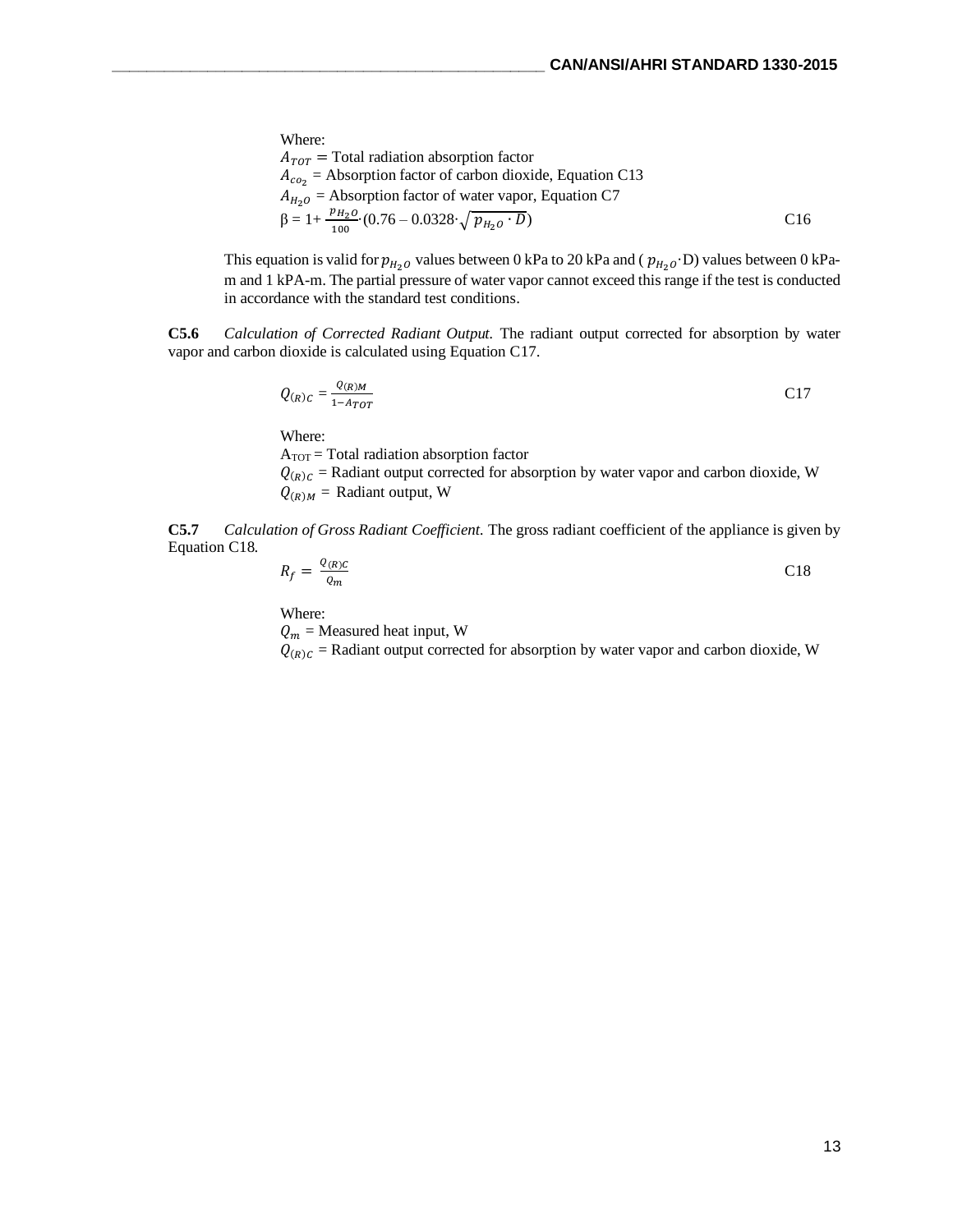Where:

$A_{TOT}$ = Total radiation absorption factor

$A_{co_2}$ = Absorption factor of carbon dioxide, Equation C13

$A_{H_2O}$ = Absorption factor of water vapor, Equation C7

$$\beta = 1 + \frac{p_{H_2O}}{100} \cdot (0.76 - 0.0328 \cdot \sqrt{p_{H_2O} \cdot D}) \qquad \text{C16}$$

This equation is valid for $p_{H_2O}$ values between 0 kPa to 20 kPa and ( $p_{H_2O} \cdot$D) values between 0 kPa-m and 1 kPA-m. The partial pressure of water vapor cannot exceed this range if the test is conducted in accordance with the standard test conditions.

**C5.6** *Calculation of Corrected Radiant Output.* The radiant output corrected for absorption by water vapor and carbon dioxide is calculated using Equation C17.

$$Q_{(R)C} = \frac{Q_{(R)M}}{1 - A_{TOT}} \qquad \text{C17}$$

Where:

$A_{TOT}$ = Total radiation absorption factor

$Q_{(R)C}$ = Radiant output corrected for absorption by water vapor and carbon dioxide, W

$Q_{(R)M}$ = Radiant output, W

**C5.7** *Calculation of Gross Radiant Coefficient.* The gross radiant coefficient of the appliance is given by Equation C18.

$$R_f = \frac{Q_{(R)C}}{Q_m} \qquad \text{C18}$$

Where:

$Q_m$ = Measured heat input, W

$Q_{(R)C}$ = Radiant output corrected for absorption by water vapor and carbon dioxide, W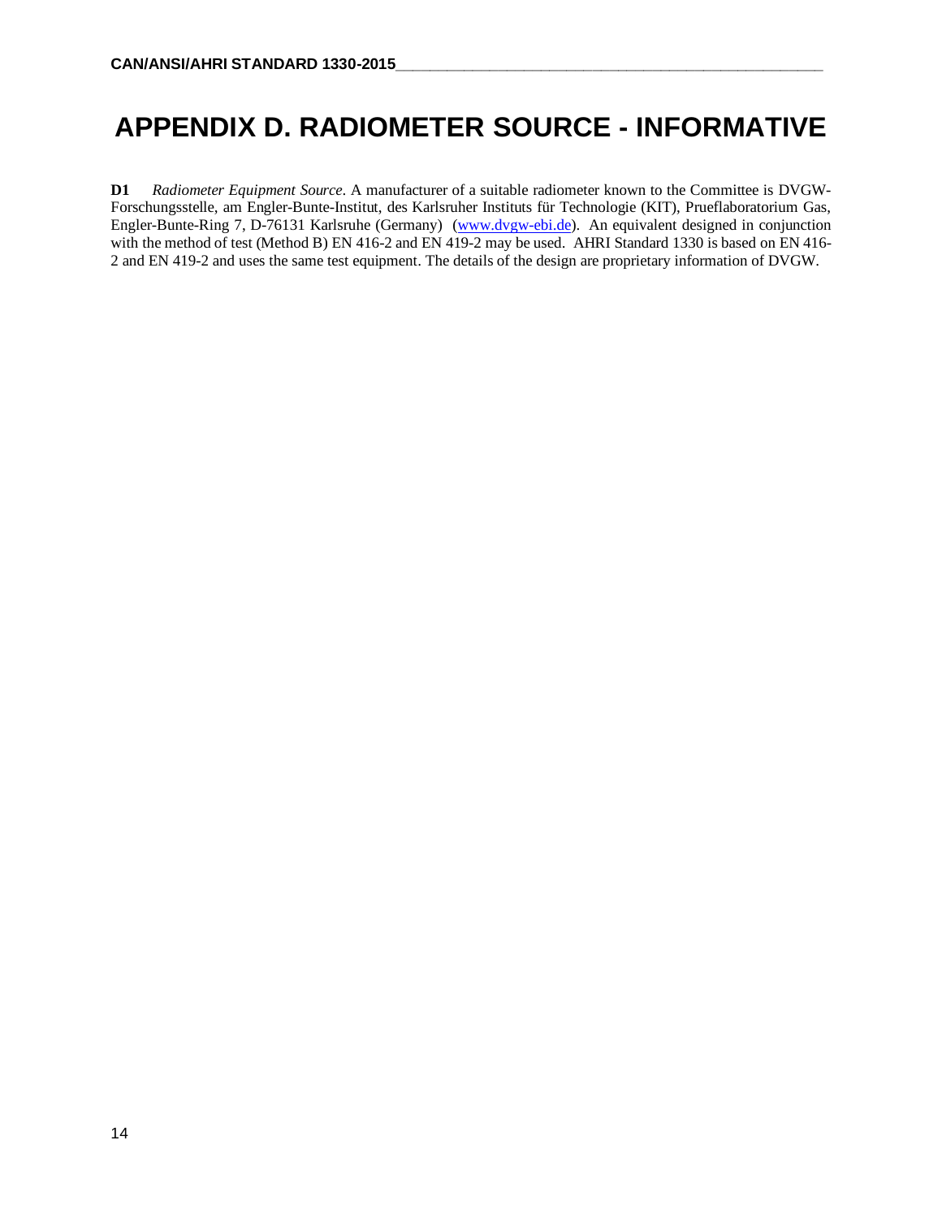# APPENDIX D. RADIOMETER SOURCE - INFORMATIVE

**D1** *Radiometer Equipment Source*. A manufacturer of a suitable radiometer known to the Committee is DVGW-Forschungsstelle, am Engler-Bunte-Institut, des Karlsruher Instituts für Technologie (KIT), Prueflaboratorium Gas, Engler-Bunte-Ring 7, D-76131 Karlsruhe (Germany) ([www.dvgw-ebi.de](www.dvgw-ebi.de)). An equivalent designed in conjunction with the method of test (Method B) EN 416-2 and EN 419-2 may be used. AHRI Standard 1330 is based on EN 416-2 and EN 419-2 and uses the same test equipment. The details of the design are proprietary information of DVGW.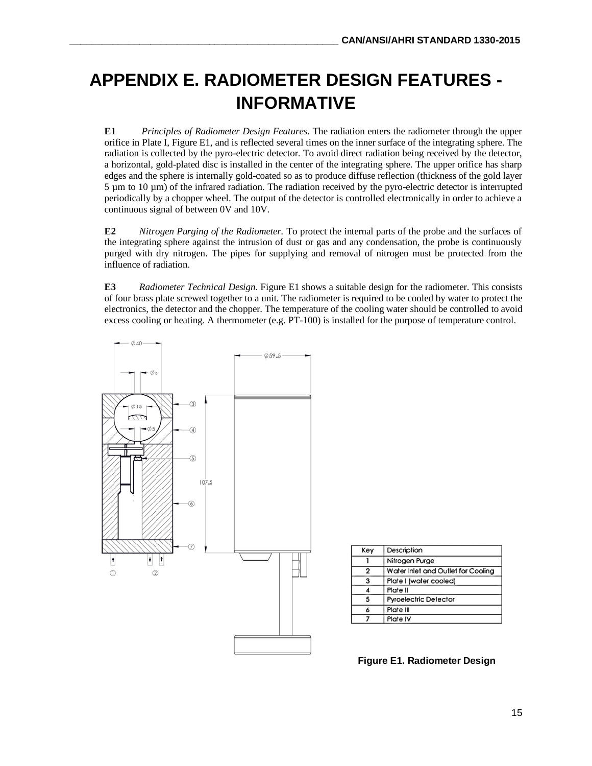# APPENDIX E. RADIOMETER DESIGN FEATURES - INFORMATIVE

**E1** *Principles of Radiometer Design Features.* The radiation enters the radiometer through the upper orifice in Plate I, Figure E1, and is reflected several times on the inner surface of the integrating sphere. The radiation is collected by the pyro-electric detector. To avoid direct radiation being received by the detector, a horizontal, gold-plated disc is installed in the center of the integrating sphere. The upper orifice has sharp edges and the sphere is internally gold-coated so as to produce diffuse reflection (thickness of the gold layer 5 µm to 10 µm) of the infrared radiation. The radiation received by the pyro-electric detector is interrupted periodically by a chopper wheel. The output of the detector is controlled electronically in order to achieve a continuous signal of between 0V and 10V.

**E2** *Nitrogen Purging of the Radiometer.* To protect the internal parts of the probe and the surfaces of the integrating sphere against the intrusion of dust or gas and any condensation, the probe is continuously purged with dry nitrogen. The pipes for supplying and removal of nitrogen must be protected from the influence of radiation.

**E3** *Radiometer Technical Design.* Figure E1 shows a suitable design for the radiometer. This consists of four brass plate screwed together to a unit. The radiometer is required to be cooled by water to protect the electronics, the detector and the chopper. The temperature of the cooling water should be controlled to avoid excess cooling or heating. A thermometer (e.g. PT-100) is installed for the purpose of temperature control.

Ø40
Ø5
Ø15
Ø5
Ø59.5
107.5
③ ④ ⑤ ⑥ ⑦
① ②

| Key | Description |
|---|---|
| 1 | Nitrogen Purge |
| 2 | Water Inlet and Outlet for Cooling |
| 3 | Plate I (water cooled) |
| 4 | Plate II |
| 5 | Pyroelectric Detector |
| 6 | Plate III |
| 7 | Plate IV |

**Figure E1. Radiometer Design**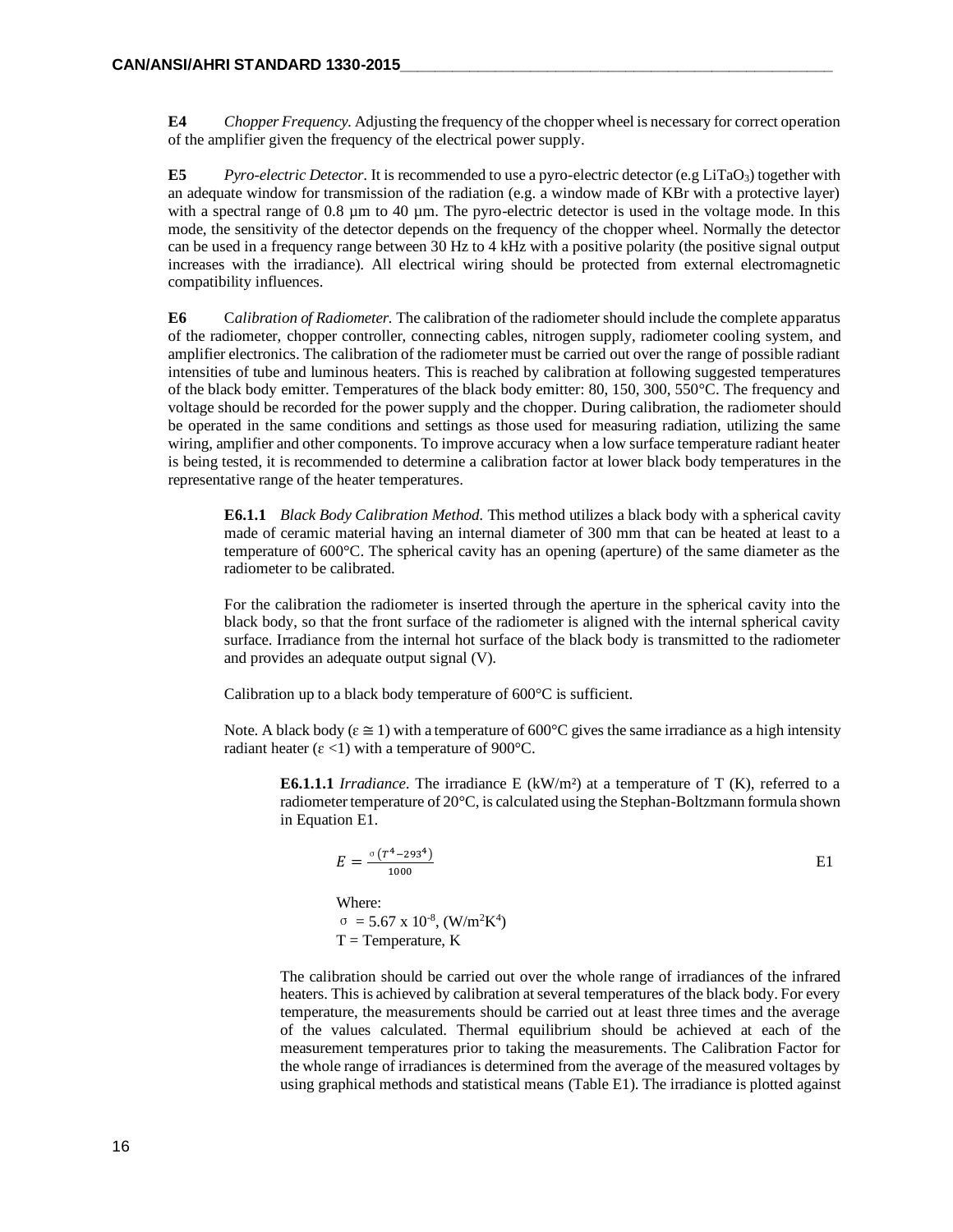**E4** *Chopper Frequency.* Adjusting the frequency of the chopper wheel is necessary for correct operation of the amplifier given the frequency of the electrical power supply.

**E5** *Pyro-electric Detector*. It is recommended to use a pyro-electric detector (e.g $LiTaO_3$) together with an adequate window for transmission of the radiation (e.g. a window made of KBr with a protective layer) with a spectral range of 0.8 µm to 40 µm. The pyro-electric detector is used in the voltage mode. In this mode, the sensitivity of the detector depends on the frequency of the chopper wheel. Normally the detector can be used in a frequency range between 30 Hz to 4 kHz with a positive polarity (the positive signal output increases with the irradiance). All electrical wiring should be protected from external electromagnetic compatibility influences.

**E6** C*alibration of Radiometer.* The calibration of the radiometer should include the complete apparatus of the radiometer, chopper controller, connecting cables, nitrogen supply, radiometer cooling system, and amplifier electronics. The calibration of the radiometer must be carried out over the range of possible radiant intensities of tube and luminous heaters. This is reached by calibration at following suggested temperatures of the black body emitter. Temperatures of the black body emitter: 80, 150, 300, 550°C. The frequency and voltage should be recorded for the power supply and the chopper. During calibration, the radiometer should be operated in the same conditions and settings as those used for measuring radiation, utilizing the same wiring, amplifier and other components. To improve accuracy when a low surface temperature radiant heater is being tested, it is recommended to determine a calibration factor at lower black body temperatures in the representative range of the heater temperatures.

**E6.1.1** *Black Body Calibration Method.* This method utilizes a black body with a spherical cavity made of ceramic material having an internal diameter of 300 mm that can be heated at least to a temperature of 600°C. The spherical cavity has an opening (aperture) of the same diameter as the radiometer to be calibrated.

For the calibration the radiometer is inserted through the aperture in the spherical cavity into the black body, so that the front surface of the radiometer is aligned with the internal spherical cavity surface. Irradiance from the internal hot surface of the black body is transmitted to the radiometer and provides an adequate output signal (V).

Calibration up to a black body temperature of 600°C is sufficient.

Note. A black body ($\varepsilon \cong 1$) with a temperature of 600°C gives the same irradiance as a high intensity radiant heater ($\varepsilon < 1$) with a temperature of 900°C.

**E6.1.1.1** *Irradiance*. The irradiance E (kW/m²) at a temperature of T (K), referred to a radiometer temperature of 20°C, is calculated using the Stephan-Boltzmann formula shown in Equation E1.

$$E = \frac{\sigma\,(T^4 - 293^4)}{1000} \qquad \text{E1}$$

Where:
$\sigma$ = 5.67 x $10^{-8}$, (W/m²K⁴)
T = Temperature, K

The calibration should be carried out over the whole range of irradiances of the infrared heaters. This is achieved by calibration at several temperatures of the black body. For every temperature, the measurements should be carried out at least three times and the average of the values calculated. Thermal equilibrium should be achieved at each of the measurement temperatures prior to taking the measurements. The Calibration Factor for the whole range of irradiances is determined from the average of the measured voltages by using graphical methods and statistical means (Table E1). The irradiance is plotted against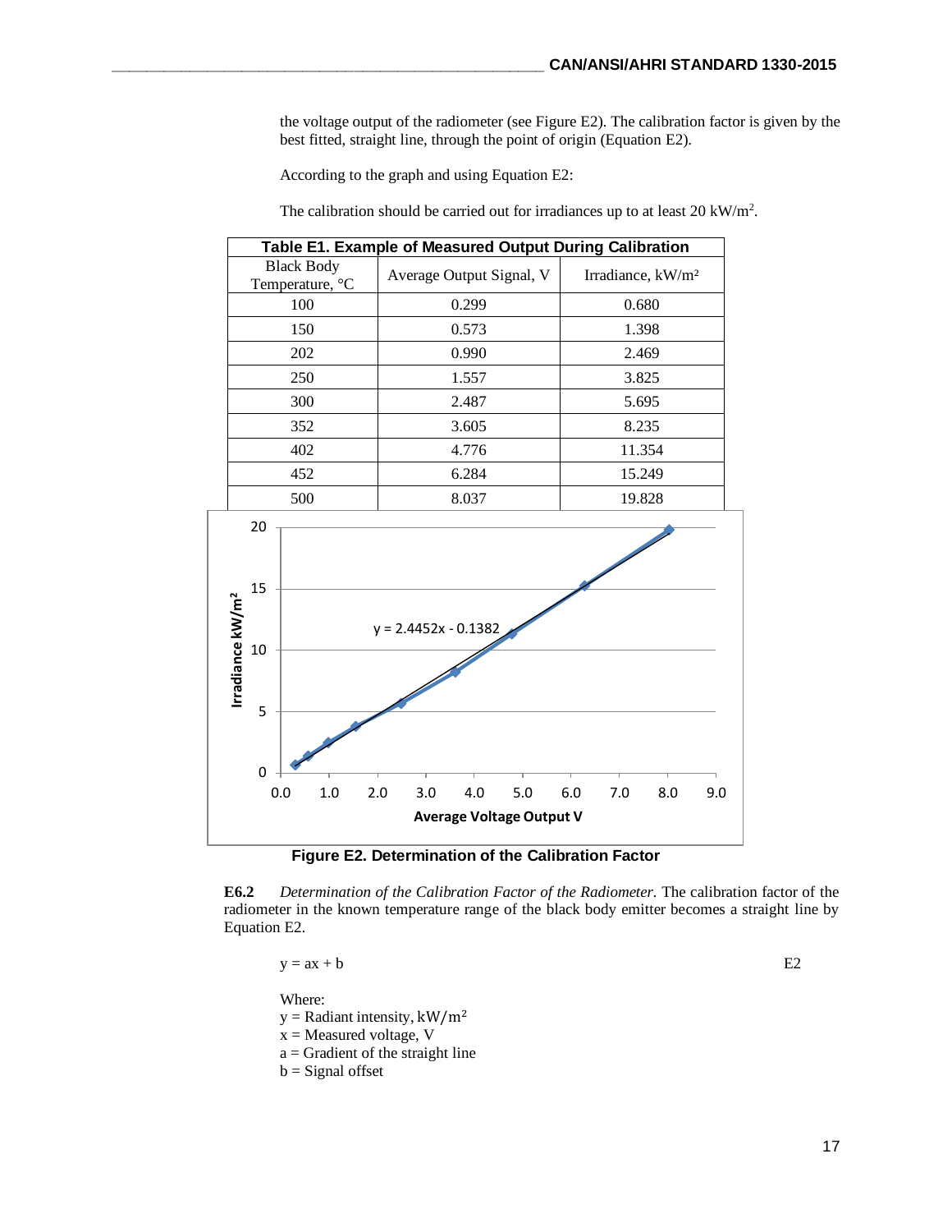the voltage output of the radiometer (see Figure E2). The calibration factor is given by the best fitted, straight line, through the point of origin (Equation E2).

According to the graph and using Equation E2:

The calibration should be carried out for irradiances up to at least 20 kW/m².

**Table E1. Example of Measured Output During Calibration**

| Black Body Temperature, °C | Average Output Signal, V | Irradiance, kW/m² |
|---|---|---|
| 100 | 0.299 | 0.680 |
| 150 | 0.573 | 1.398 |
| 202 | 0.990 | 2.469 |
| 250 | 1.557 | 3.825 |
| 300 | 2.487 | 5.695 |
| 352 | 3.605 | 8.235 |
| 402 | 4.776 | 11.354 |
| 452 | 6.284 | 15.249 |
| 500 | 8.037 | 19.828 |

Irradiance kW/m²

0
5
10
15
20

y = 2.4452x - 0.1382

0.0
1.0
2.0
3.0
4.0
5.0
6.0
7.0
8.0
9.0

Average Voltage Output V

**Figure E2. Determination of the Calibration Factor**

**E6.2** *Determination of the Calibration Factor of the Radiometer.* The calibration factor of the radiometer in the known temperature range of the black body emitter becomes a straight line by Equation E2.

$$y = ax + b \tag{E2}$$

Where:

y = Radiant intensity, kW/m²
x = Measured voltage, V
a = Gradient of the straight line
b = Signal offset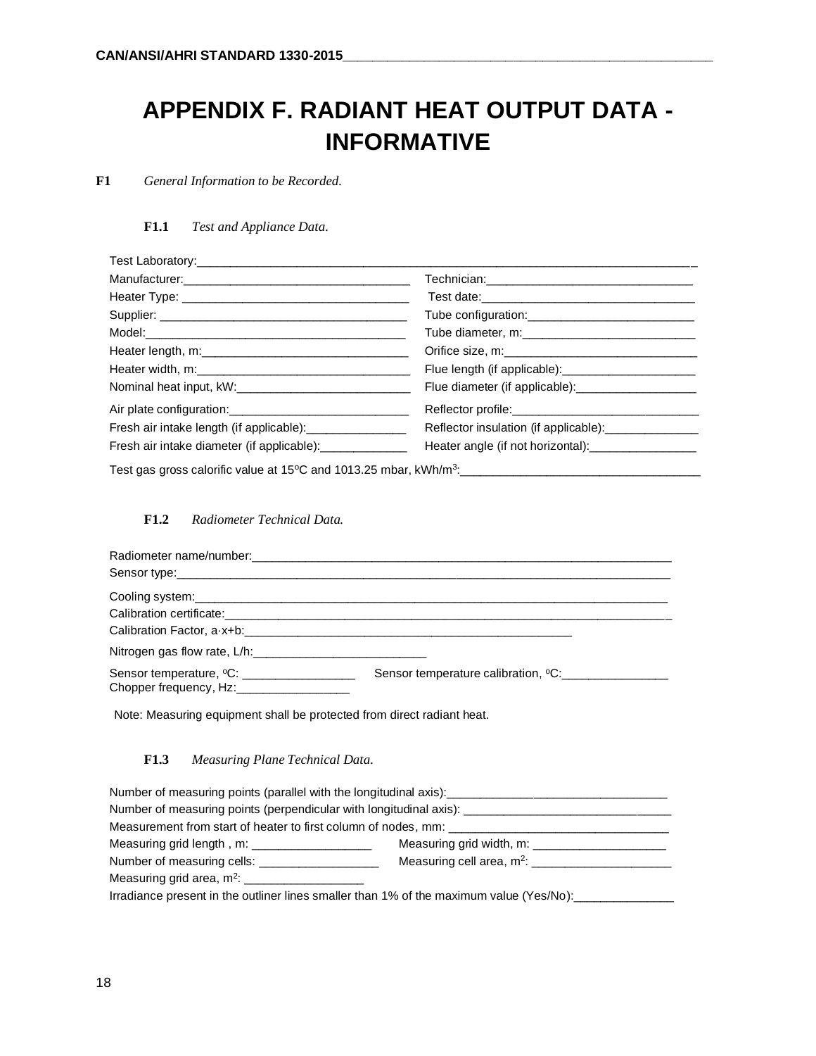# APPENDIX F. RADIANT HEAT OUTPUT DATA - INFORMATIVE

**F1** *General Information to be Recorded.*

**F1.1** *Test and Appliance Data.*

Test Laboratory:\_\_\_\_\_\_\_\_\_\_\_\_\_\_\_\_\_\_\_\_\_\_\_\_\_\_\_\_\_\_\_\_\_\_\_\_\_\_\_\_\_\_\_\_\_\_\_\_

| | |
|---|---|
| Manufacturer:\_\_\_\_\_\_\_\_\_\_\_\_\_\_\_\_\_\_\_\_ | Technician:\_\_\_\_\_\_\_\_\_\_\_\_\_\_\_\_\_\_\_\_ |
| Heater Type: \_\_\_\_\_\_\_\_\_\_\_\_\_\_\_\_\_\_\_\_ | Test date:\_\_\_\_\_\_\_\_\_\_\_\_\_\_\_\_\_\_\_\_ |
| Supplier: \_\_\_\_\_\_\_\_\_\_\_\_\_\_\_\_\_\_\_\_ | Tube configuration:\_\_\_\_\_\_\_\_\_\_\_\_\_\_\_\_\_\_\_\_ |
| Model:\_\_\_\_\_\_\_\_\_\_\_\_\_\_\_\_\_\_\_\_ | Tube diameter, m:\_\_\_\_\_\_\_\_\_\_\_\_\_\_\_\_\_\_\_\_ |
| Heater length, m:\_\_\_\_\_\_\_\_\_\_\_\_\_\_\_\_\_\_\_\_ | Orifice size, m:\_\_\_\_\_\_\_\_\_\_\_\_\_\_\_\_\_\_\_\_ |
| Heater width, m:\_\_\_\_\_\_\_\_\_\_\_\_\_\_\_\_\_\_\_\_ | Flue length (if applicable):\_\_\_\_\_\_\_\_\_\_\_\_\_\_\_\_\_\_\_\_ |
| Nominal heat input, kW:\_\_\_\_\_\_\_\_\_\_\_\_\_\_\_\_\_\_\_\_ | Flue diameter (if applicable):\_\_\_\_\_\_\_\_\_\_\_\_\_\_\_\_\_\_\_\_ |
| Air plate configuration:\_\_\_\_\_\_\_\_\_\_\_\_\_\_\_\_\_\_\_\_ | Reflector profile:\_\_\_\_\_\_\_\_\_\_\_\_\_\_\_\_\_\_\_\_ |
| Fresh air intake length (if applicable):\_\_\_\_\_\_\_\_\_\_\_\_\_\_\_\_\_\_\_\_ | Reflector insulation (if applicable):\_\_\_\_\_\_\_\_\_\_\_\_\_\_\_\_\_\_\_\_ |
| Fresh air intake diameter (if applicable):\_\_\_\_\_\_\_\_\_\_\_\_\_\_\_\_\_\_\_\_ | Heater angle (if not horizontal):\_\_\_\_\_\_\_\_\_\_\_\_\_\_\_\_\_\_\_\_ |

Test gas gross calorific value at 15°C and 1013.25 mbar, kWh/m$^3$:\_\_\_\_\_\_\_\_\_\_\_\_\_\_\_\_\_\_\_\_

**F1.2** *Radiometer Technical Data.*

Radiometer name/number:\_\_\_\_\_\_\_\_\_\_\_\_\_\_\_\_\_\_\_\_

Sensor type:\_\_\_\_\_\_\_\_\_\_\_\_\_\_\_\_\_\_\_\_

Cooling system:\_\_\_\_\_\_\_\_\_\_\_\_\_\_\_\_\_\_\_\_

Calibration certificate:\_\_\_\_\_\_\_\_\_\_\_\_\_\_\_\_\_\_\_\_

Calibration Factor, a·x+b:\_\_\_\_\_\_\_\_\_\_\_\_\_\_\_\_\_\_\_\_

Nitrogen gas flow rate, L/h:\_\_\_\_\_\_\_\_\_\_\_\_\_\_\_\_\_\_\_\_

Sensor temperature, °C: \_\_\_\_\_\_\_\_\_\_\_\_\_\_\_\_\_\_\_\_ Sensor temperature calibration, °C:\_\_\_\_\_\_\_\_\_\_\_\_\_\_\_\_\_\_\_\_

Chopper frequency, Hz:\_\_\_\_\_\_\_\_\_\_\_\_\_\_\_\_\_\_\_\_

Note: Measuring equipment shall be protected from direct radiant heat.

**F1.3** *Measuring Plane Technical Data.*

Number of measuring points (parallel with the longitudinal axis):\_\_\_\_\_\_\_\_\_\_\_\_\_\_\_\_\_\_\_\_

Number of measuring points (perpendicular with longitudinal axis): \_\_\_\_\_\_\_\_\_\_\_\_\_\_\_\_\_\_\_\_

Measurement from start of heater to first column of nodes, mm: \_\_\_\_\_\_\_\_\_\_\_\_\_\_\_\_\_\_\_\_

Measuring grid length , m: \_\_\_\_\_\_\_\_\_\_\_\_\_\_\_\_\_\_\_\_ Measuring grid width, m: \_\_\_\_\_\_\_\_\_\_\_\_\_\_\_\_\_\_\_\_

Number of measuring cells: \_\_\_\_\_\_\_\_\_\_\_\_\_\_\_\_\_\_\_\_ Measuring cell area, m$^2$: \_\_\_\_\_\_\_\_\_\_\_\_\_\_\_\_\_\_\_\_

Measuring grid area, m$^2$: \_\_\_\_\_\_\_\_\_\_\_\_\_\_\_\_\_\_\_\_

Irradiance present in the outliner lines smaller than 1% of the maximum value (Yes/No):\_\_\_\_\_\_\_\_\_\_\_\_\_\_\_\_\_\_\_\_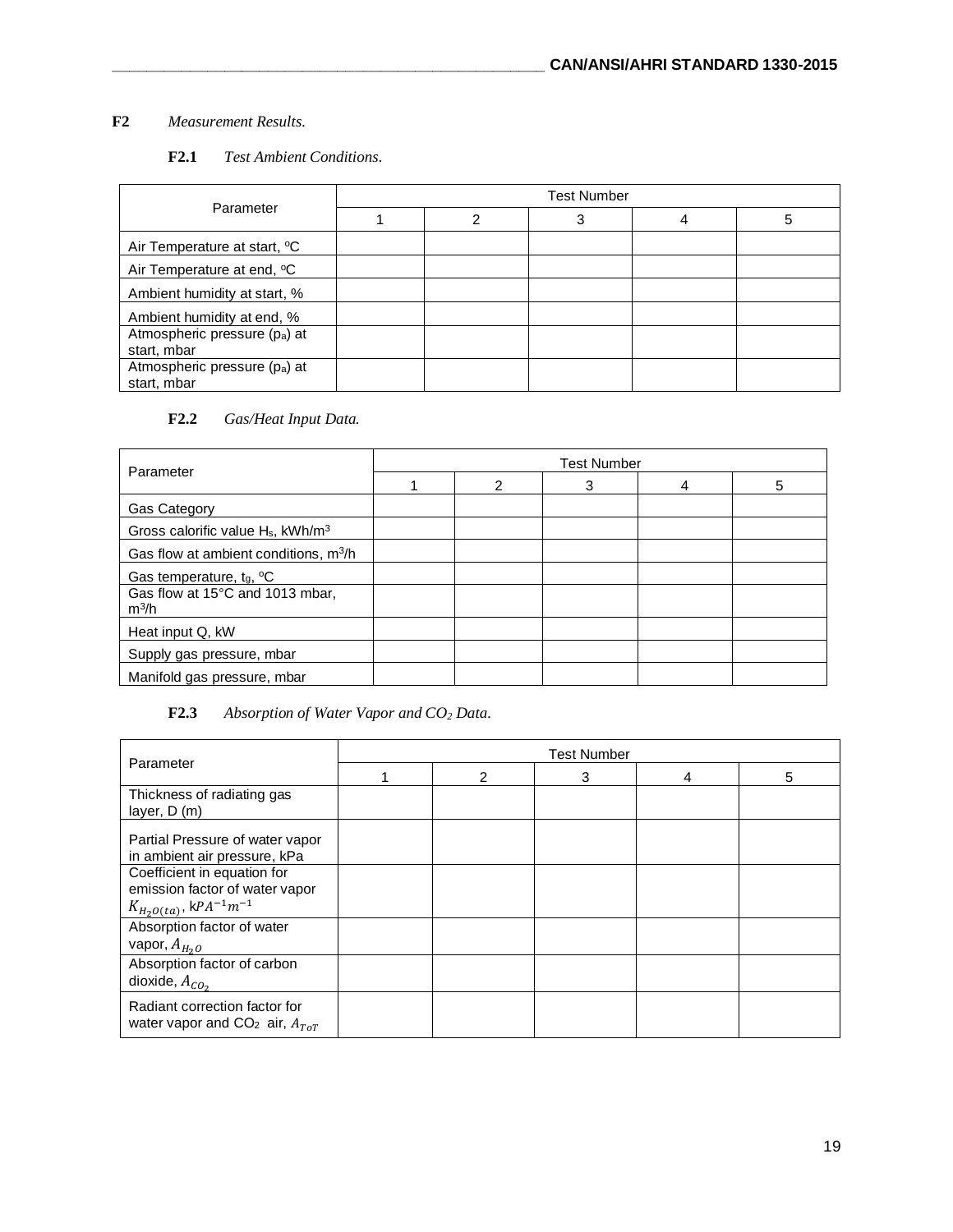**F2** *Measurement Results.*

**F2.1** *Test Ambient Conditions.*

| Parameter | Test Number | | | | |
|---|---|---|---|---|---|
| | 1 | 2 | 3 | 4 | 5 |
| Air Temperature at start, ºC | | | | | |
| Air Temperature at end, ºC | | | | | |
| Ambient humidity at start, % | | | | | |
| Ambient humidity at end, % | | | | | |
| Atmospheric pressure ($p_a$) at start, mbar | | | | | |
| Atmospheric pressure ($p_a$) at start, mbar | | | | | |

**F2.2** *Gas/Heat Input Data.*

| Parameter | Test Number | | | | |
|---|---|---|---|---|---|
| | 1 | 2 | 3 | 4 | 5 |
| Gas Category | | | | | |
| Gross calorific value $H_s$, kWh/m$^3$ | | | | | |
| Gas flow at ambient conditions, m$^3$/h | | | | | |
| Gas temperature, $t_g$, ºC | | | | | |
| Gas flow at 15°C and 1013 mbar, m$^3$/h | | | | | |
| Heat input Q, kW | | | | | |
| Supply gas pressure, mbar | | | | | |
| Manifold gas pressure, mbar | | | | | |

**F2.3** *Absorption of Water Vapor and $CO_2$ Data.*

| Parameter | Test Number | | | | |
|---|---|---|---|---|---|
| | 1 | 2 | 3 | 4 | 5 |
| Thickness of radiating gas layer, D (m) | | | | | |
| Partial Pressure of water vapor in ambient air pressure, kPa | | | | | |
| Coefficient in equation for emission factor of water vapor $K_{H_2O(ta)}$, k$PA^{-1}m^{-1}$ | | | | | |
| Absorption factor of water vapor, $A_{H_2O}$ | | | | | |
| Absorption factor of carbon dioxide, $A_{CO_2}$ | | | | | |
| Radiant correction factor for water vapor and $CO_2$ air, $A_{ToT}$ | | | | | |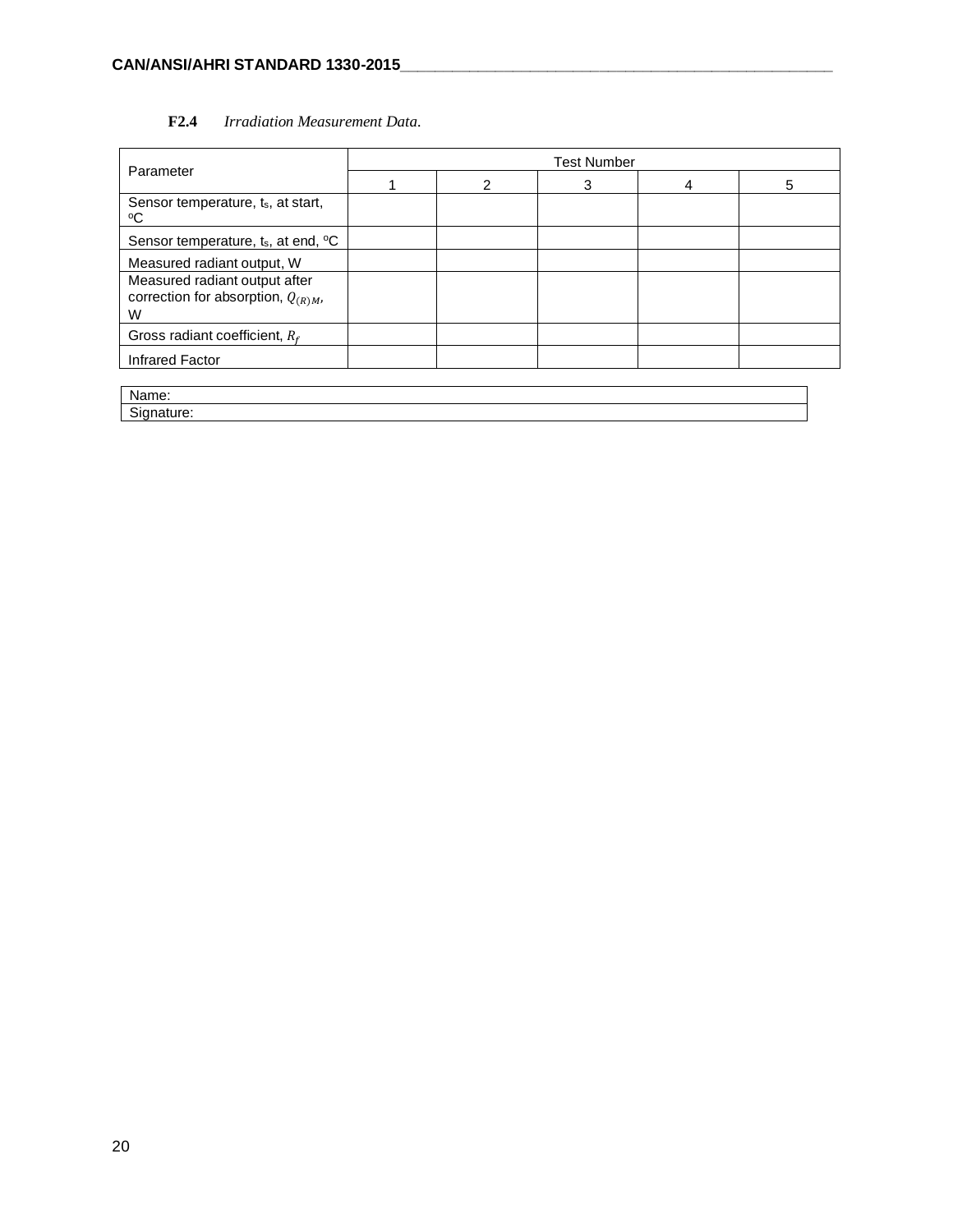**F2.4** *Irradiation Measurement Data.*

| Parameter | Test Number | | | | |
|---|---|---|---|---|---|
| | 1 | 2 | 3 | 4 | 5 |
| Sensor temperature, $t_s$, at start, ºC | | | | | |
| Sensor temperature, $t_s$, at end, ºC | | | | | |
| Measured radiant output, W | | | | | |
| Measured radiant output after correction for absorption, $Q_{(R)M}$, W | | | | | |
| Gross radiant coefficient, $R_f$ | | | | | |
| Infrared Factor | | | | | |

| |
|---|
| Name: |
| Signature: |